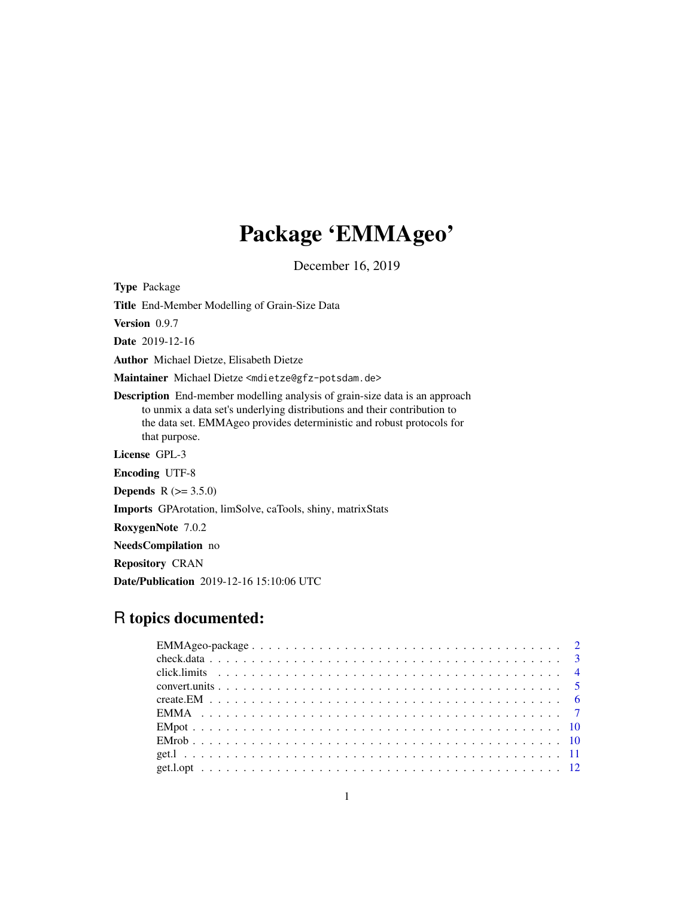# Package 'EMMAgeo'

December 16, 2019

**Type** Package

**Title** End-Member Modelling of Grain-Size Data

**Version** 0.9.7

**Date** 2019-12-16

**Author** Michael Dietze, Elisabeth Dietze

**Maintainer** Michael Dietze <mdietze@gfz-potsdam.de>

**Description** End-member modelling analysis of grain-size data is an approach to unmix a data set's underlying distributions and their contribution to the data set. EMMAgeo provides deterministic and robust protocols for that purpose.

**License** GPL-3

**Encoding** UTF-8

**Depends** R (>= 3.5.0)

**Imports** GPArotation, limSolve, caTools, shiny, matrixStats

**RoxygenNote** 7.0.2

**NeedsCompilation** no

**Repository** CRAN

**Date/Publication** 2019-12-16 15:10:06 UTC

## R topics documented:

| | |
|---|---|
| EMMAgeo-package | 2 |
| check.data | 3 |
| click.limits | 4 |
| convert.units | 5 |
| create.EM | 6 |
| EMMA | 7 |
| EMpot | 10 |
| EMrob | 10 |
| get.l | 11 |
| get.l.opt | 12 |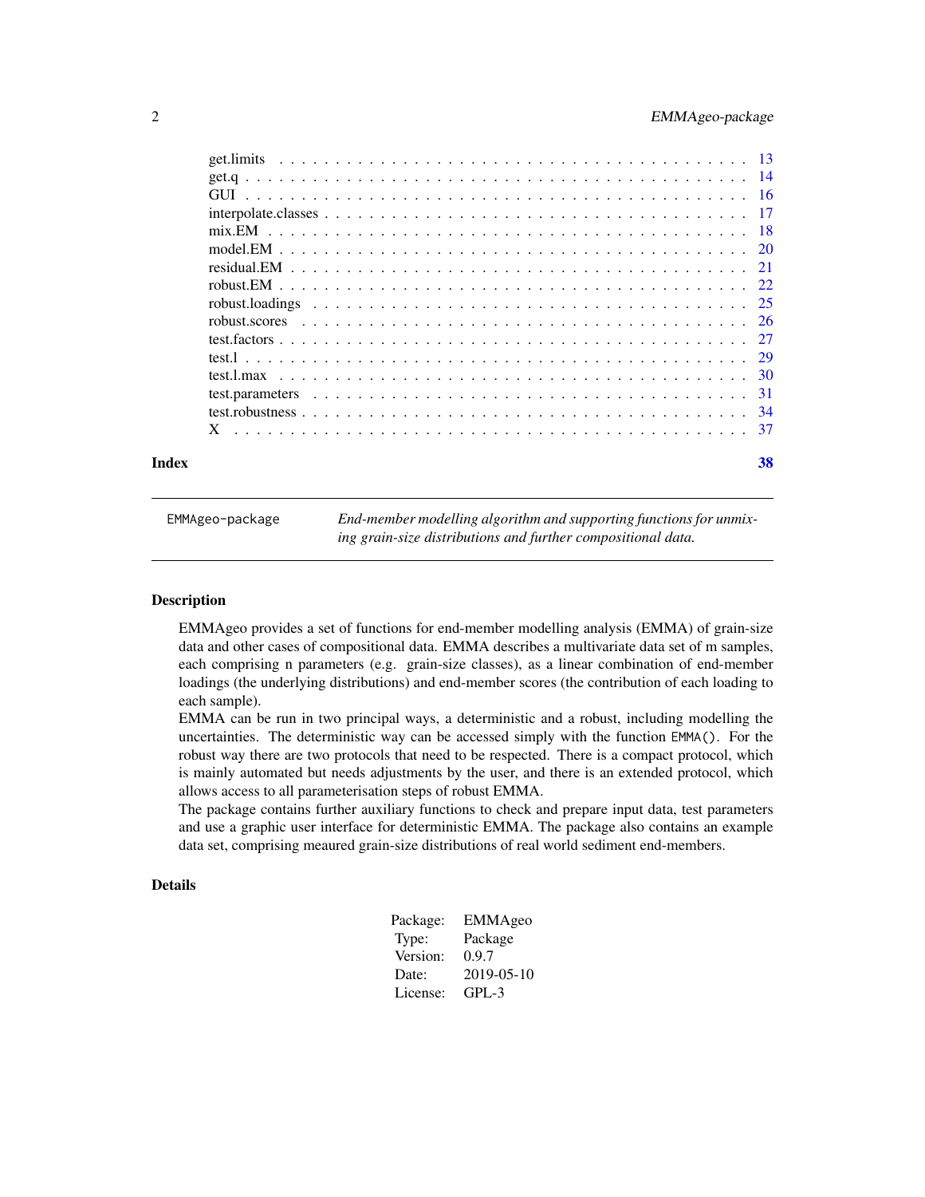| | |
|---|---|
| get.limits | 13 |
| get.q | 14 |
| GUI | 16 |
| interpolate.classes | 17 |
| mix.EM | 18 |
| model.EM | 20 |
| residual.EM | 21 |
| robust.EM | 22 |
| robust.loadings | 25 |
| robust.scores | 26 |
| test.factors | 27 |
| test.l | 29 |
| test.l.max | 30 |
| test.parameters | 31 |
| test.robustness | 34 |
| X | 37 |

**Index** **38**

---

`EMMAgeo-package` *End-member modelling algorithm and supporting functions for unmixing grain-size distributions and further compositional data.*

---

### Description

EMMAgeo provides a set of functions for end-member modelling analysis (EMMA) of grain-size data and other cases of compositional data. EMMA describes a multivariate data set of m samples, each comprising n parameters (e.g. grain-size classes), as a linear combination of end-member loadings (the underlying distributions) and end-member scores (the contribution of each loading to each sample).

EMMA can be run in two principal ways, a deterministic and a robust, including modelling the uncertainties. The deterministic way can be accessed simply with the function `EMMA()`. For the robust way there are two protocols that need to be respected. There is a compact protocol, which is mainly automated but needs adjustments by the user, and there is an extended protocol, which allows access to all parameterisation steps of robust EMMA.

The package contains further auxiliary functions to check and prepare input data, test parameters and use a graphic user interface for deterministic EMMA. The package also contains an example data set, comprising meaured grain-size distributions of real world sediment end-members.

### Details

| | |
|---|---|
| Package: | EMMAgeo |
| Type: | Package |
| Version: | 0.9.7 |
| Date: | 2019-05-10 |
| License: | GPL-3 |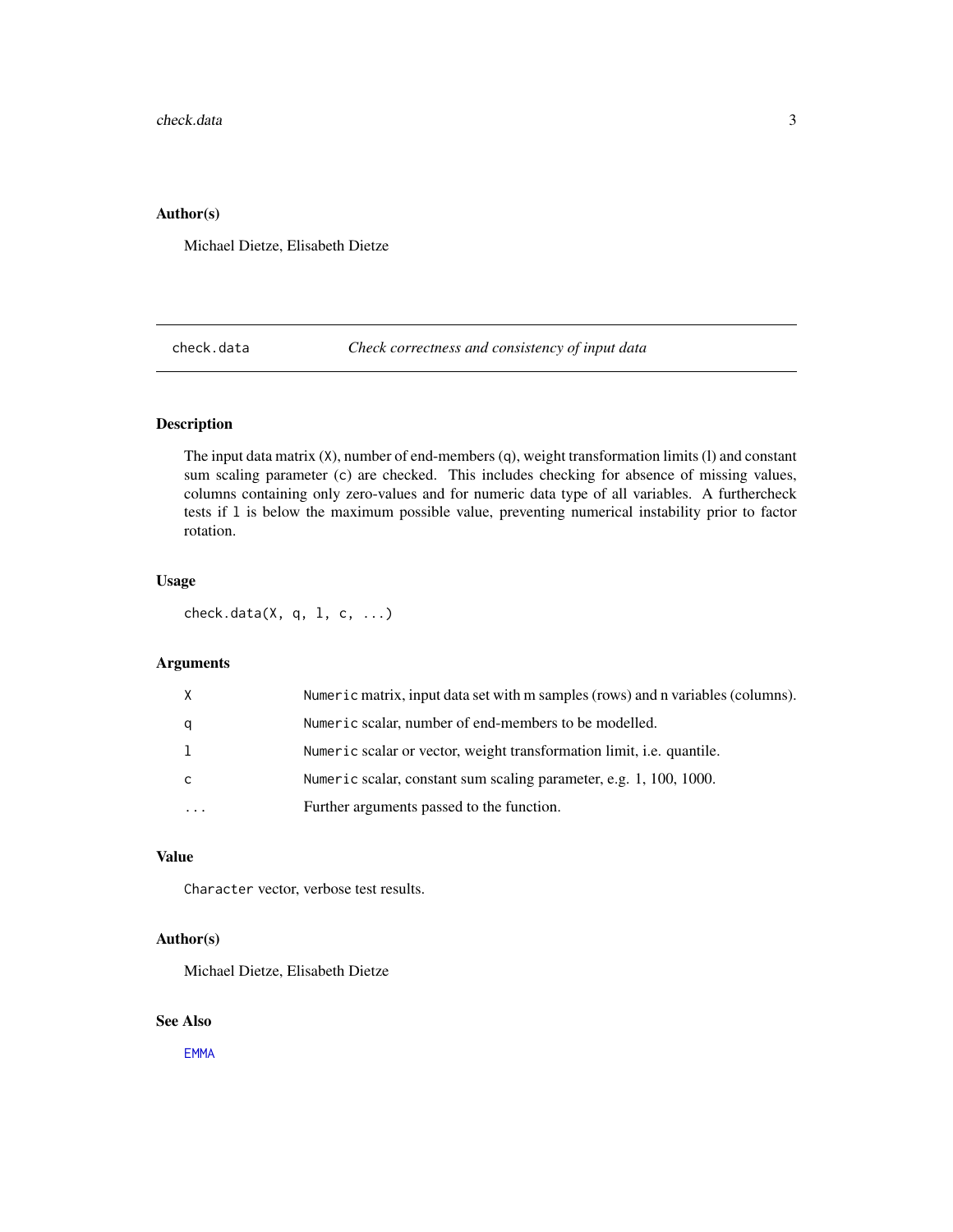## Author(s)

Michael Dietze, Elisabeth Dietze

---

# check.data — *Check correctness and consistency of input data*

## Description

The input data matrix (`X`), number of end-members (`q`), weight transformation limits (l) and constant sum scaling parameter (`c`) are checked. This includes checking for absence of missing values, columns containing only zero-values and for numeric data type of all variables. A furthercheck tests if `l` is below the maximum possible value, preventing numerical instability prior to factor rotation.

## Usage

```
check.data(X, q, l, c, ...)
```

## Arguments

| | |
|---|---|
| `X` | `Numeric` matrix, input data set with m samples (rows) and n variables (columns). |
| `q` | `Numeric` scalar, number of end-members to be modelled. |
| `l` | `Numeric` scalar or vector, weight transformation limit, i.e. quantile. |
| `c` | `Numeric` scalar, constant sum scaling parameter, e.g. 1, 100, 1000. |
| `...` | Further arguments passed to the function. |

## Value

`Character` vector, verbose test results.

## Author(s)

Michael Dietze, Elisabeth Dietze

## See Also

`EMMA`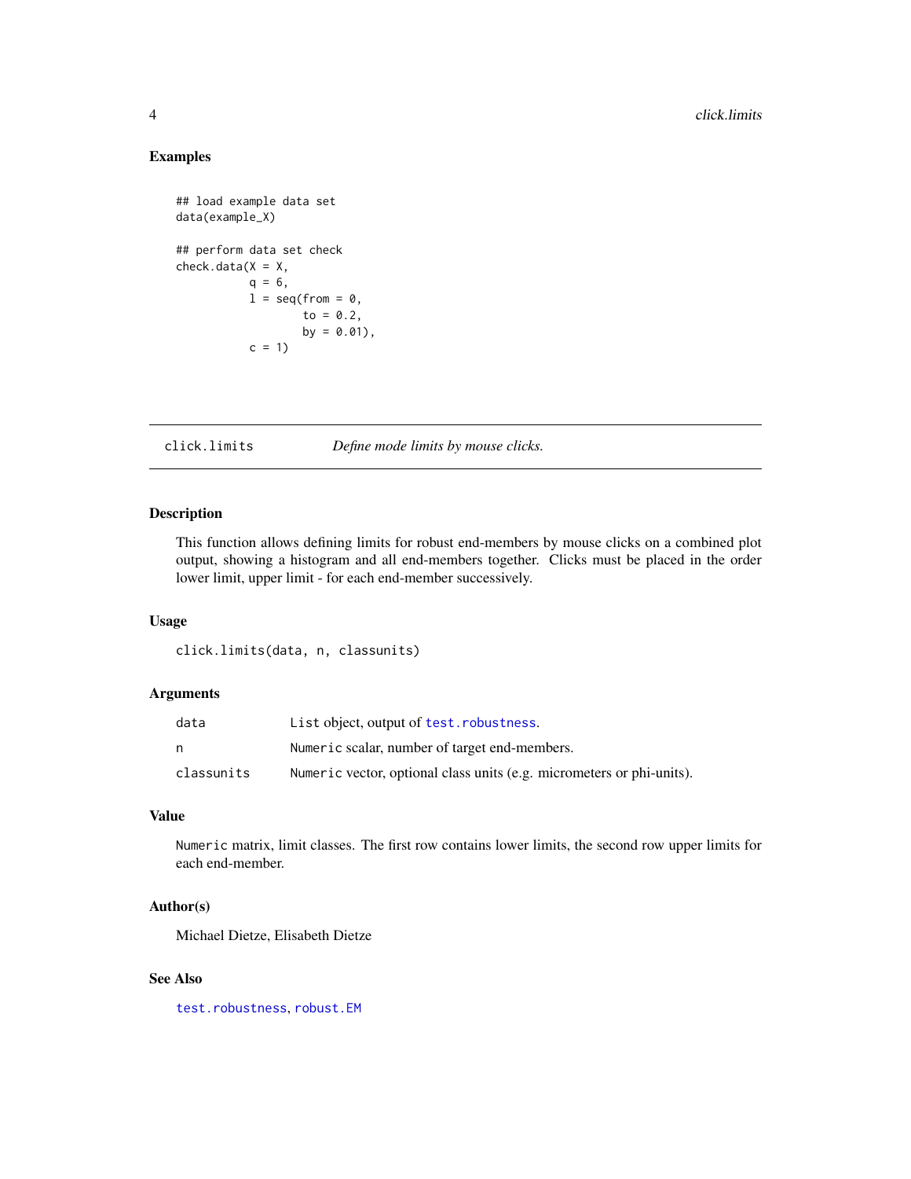### Examples

```
## load example data set
data(example_X)

## perform data set check
check.data(X = X,
           q = 6,
           l = seq(from = 0,
                   to = 0.2,
                   by = 0.01),
           c = 1)
```

---

## click.limits — *Define mode limits by mouse clicks.*

---

### Description

This function allows defining limits for robust end-members by mouse clicks on a combined plot output, showing a histogram and all end-members together. Clicks must be placed in the order lower limit, upper limit - for each end-member successively.

### Usage

```
click.limits(data, n, classunits)
```

### Arguments

| | |
|---|---|
| `data` | `List` object, output of `test.robustness`. |
| `n` | `Numeric` scalar, number of target end-members. |
| `classunits` | `Numeric` vector, optional class units (e.g. micrometers or phi-units). |

### Value

`Numeric` matrix, limit classes. The first row contains lower limits, the second row upper limits for each end-member.

### Author(s)

Michael Dietze, Elisabeth Dietze

### See Also

`test.robustness`, `robust.EM`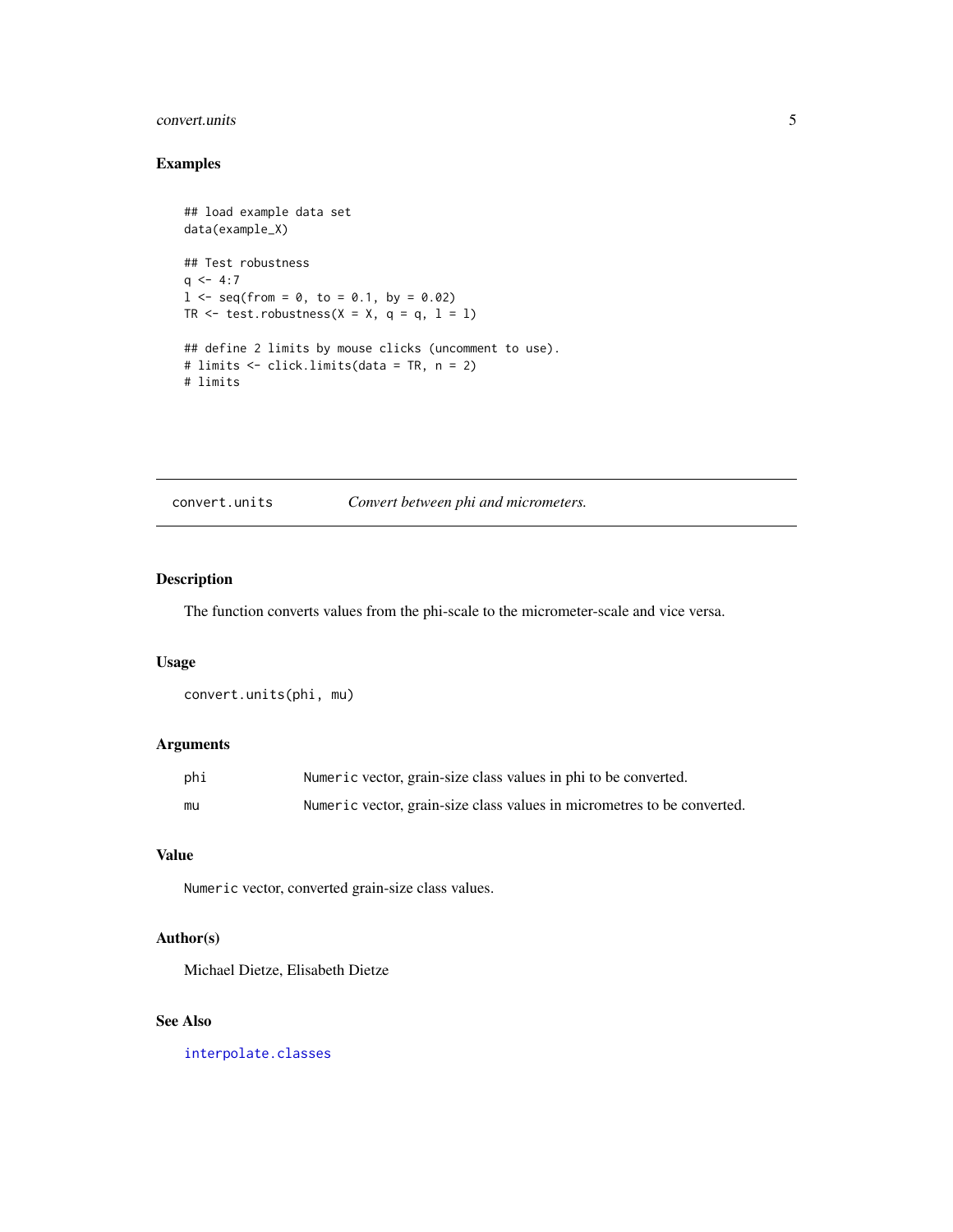## Examples

```
## load example data set
data(example_X)

## Test robustness
q <- 4:7
l <- seq(from = 0, to = 0.1, by = 0.02)
TR <- test.robustness(X = X, q = q, l = l)

## define 2 limits by mouse clicks (uncomment to use).
# limits <- click.limits(data = TR, n = 2)
# limits
```

---

# convert.units — *Convert between phi and micrometers.*

## Description

The function converts values from the phi-scale to the micrometer-scale and vice versa.

## Usage

```
convert.units(phi, mu)
```

## Arguments

| | |
|---|---|
| `phi` | `Numeric` vector, grain-size class values in phi to be converted. |
| `mu` | `Numeric` vector, grain-size class values in micrometres to be converted. |

## Value

`Numeric` vector, converted grain-size class values.

## Author(s)

Michael Dietze, Elisabeth Dietze

## See Also

`interpolate.classes`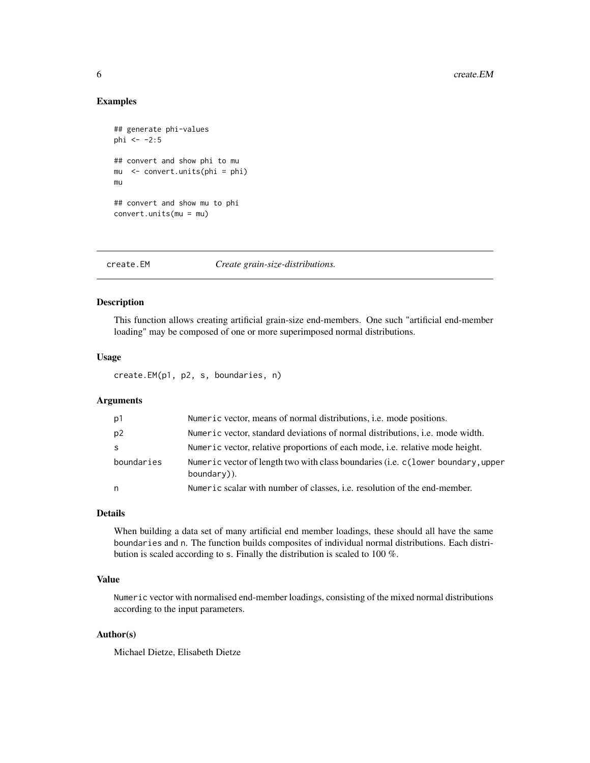## Examples

```
## generate phi-values
phi <- -2:5

## convert and show phi to mu
mu  <- convert.units(phi = phi)
mu

## convert and show mu to phi
convert.units(mu = mu)
```

---

# create.EM — *Create grain-size-distributions.*

### Description

This function allows creating artificial grain-size end-members. One such "artificial end-member loading" may be composed of one or more superimposed normal distributions.

### Usage

```
create.EM(p1, p2, s, boundaries, n)
```

### Arguments

| | |
|---|---|
| p1 | Numeric vector, means of normal distributions, i.e. mode positions. |
| p2 | Numeric vector, standard deviations of normal distributions, i.e. mode width. |
| s | Numeric vector, relative proportions of each mode, i.e. relative mode height. |
| boundaries | Numeric vector of length two with class boundaries (i.e. c(lower boundary, upper boundary)). |
| n | Numeric scalar with number of classes, i.e. resolution of the end-member. |

### Details

When building a data set of many artificial end member loadings, these should all have the same boundaries and n. The function builds composites of individual normal distributions. Each distribution is scaled according to s. Finally the distribution is scaled to 100 %.

### Value

Numeric vector with normalised end-member loadings, consisting of the mixed normal distributions according to the input parameters.

### Author(s)

Michael Dietze, Elisabeth Dietze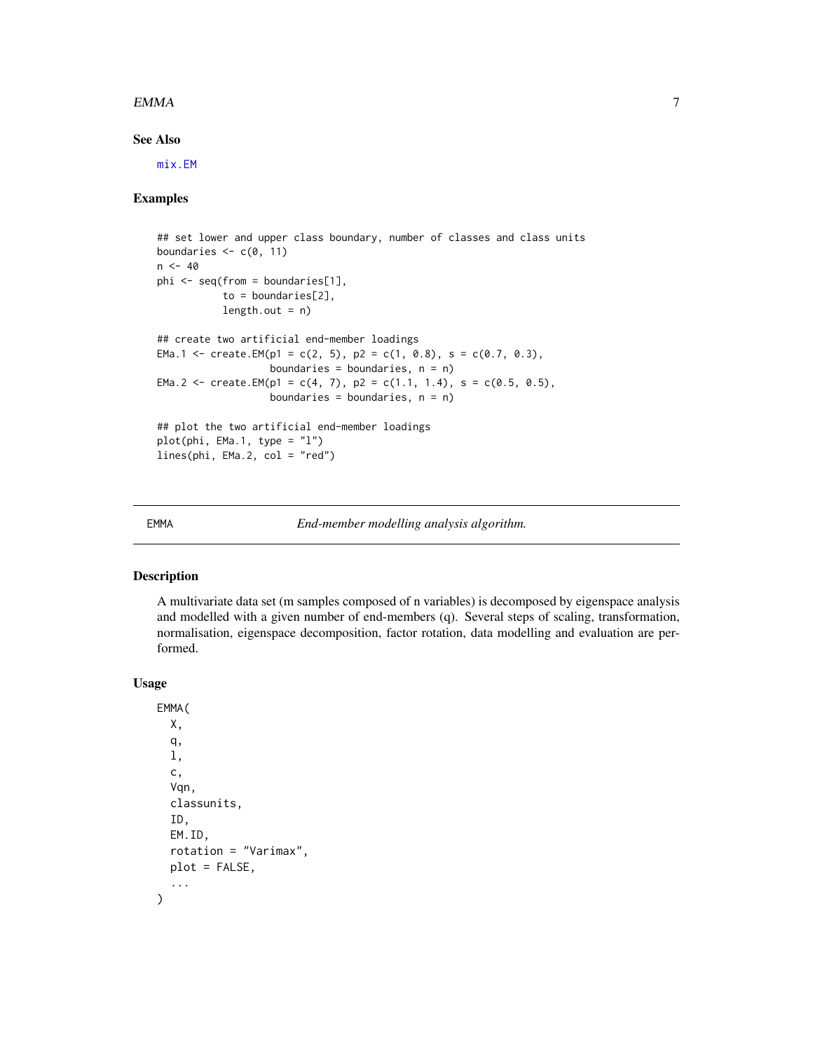## See Also

mix.EM

## Examples

```
## set lower and upper class boundary, number of classes and class units
boundaries <- c(0, 11)
n <- 40
phi <- seq(from = boundaries[1],
           to = boundaries[2],
           length.out = n)

## create two artificial end-member loadings
EMa.1 <- create.EM(p1 = c(2, 5), p2 = c(1, 0.8), s = c(0.7, 0.3),
                   boundaries = boundaries, n = n)
EMa.2 <- create.EM(p1 = c(4, 7), p2 = c(1.1, 1.4), s = c(0.5, 0.5),
                   boundaries = boundaries, n = n)

## plot the two artificial end-member loadings
plot(phi, EMa.1, type = "l")
lines(phi, EMa.2, col = "red")
```

---

# EMMA — *End-member modelling analysis algorithm.*

---

## Description

A multivariate data set (m samples composed of n variables) is decomposed by eigenspace analysis and modelled with a given number of end-members (q). Several steps of scaling, transformation, normalisation, eigenspace decomposition, factor rotation, data modelling and evaluation are performed.

## Usage

```
EMMA(
  X,
  q,
  l,
  c,
  Vqn,
  classunits,
  ID,
  EM.ID,
  rotation = "Varimax",
  plot = FALSE,
  ...
)
```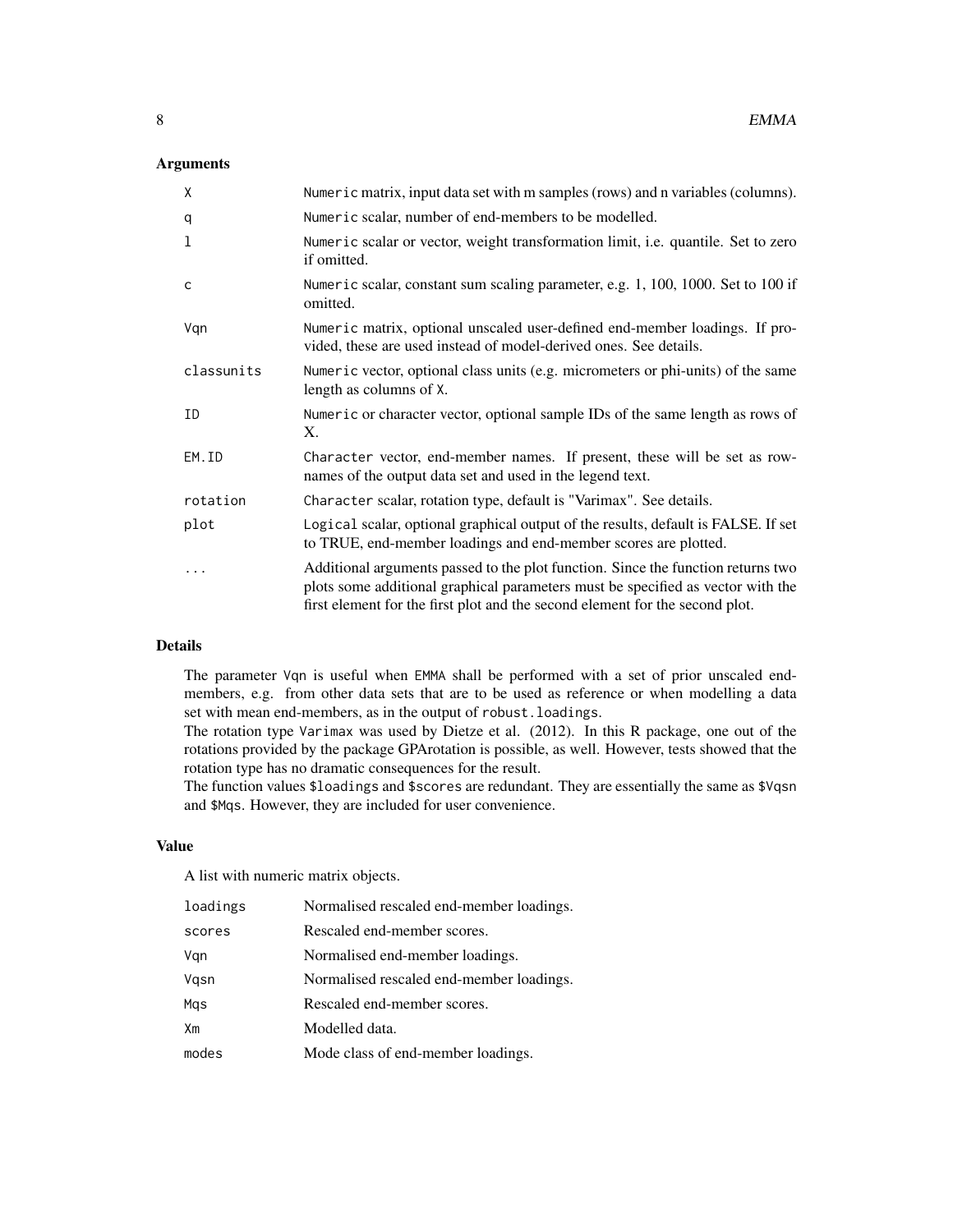## Arguments

| | |
|---|---|
| `X` | `Numeric` matrix, input data set with m samples (rows) and n variables (columns). |
| `q` | `Numeric` scalar, number of end-members to be modelled. |
| `l` | `Numeric` scalar or vector, weight transformation limit, i.e. quantile. Set to zero if omitted. |
| `c` | `Numeric` scalar, constant sum scaling parameter, e.g. 1, 100, 1000. Set to 100 if omitted. |
| `Vqn` | `Numeric` matrix, optional unscaled user-defined end-member loadings. If provided, these are used instead of model-derived ones. See details. |
| `classunits` | `Numeric` vector, optional class units (e.g. micrometers or phi-units) of the same length as columns of `X`. |
| `ID` | `Numeric` or character vector, optional sample IDs of the same length as rows of X. |
| `EM.ID` | `Character` vector, end-member names. If present, these will be set as row-names of the output data set and used in the legend text. |
| `rotation` | `Character` scalar, rotation type, default is "Varimax". See details. |
| `plot` | `Logical` scalar, optional graphical output of the results, default is FALSE. If set to TRUE, end-member loadings and end-member scores are plotted. |
| `...` | Additional arguments passed to the plot function. Since the function returns two plots some additional graphical parameters must be specified as vector with the first element for the first plot and the second element for the second plot. |

## Details

The parameter `Vqn` is useful when `EMMA` shall be performed with a set of prior unscaled end-members, e.g. from other data sets that are to be used as reference or when modelling a data set with mean end-members, as in the output of `robust.loadings`.

The rotation type `Varimax` was used by Dietze et al. (2012). In this R package, one out of the rotations provided by the package GPArotation is possible, as well. However, tests showed that the rotation type has no dramatic consequences for the result.

The function values `$loadings` and `$scores` are redundant. They are essentially the same as `$Vqsn` and `$Mqs`. However, they are included for user convenience.

## Value

A list with numeric matrix objects.

| | |
|---|---|
| `loadings` | Normalised rescaled end-member loadings. |
| `scores` | Rescaled end-member scores. |
| `Vqn` | Normalised end-member loadings. |
| `Vqsn` | Normalised rescaled end-member loadings. |
| `Mqs` | Rescaled end-member scores. |
| `Xm` | Modelled data. |
| `modes` | Mode class of end-member loadings. |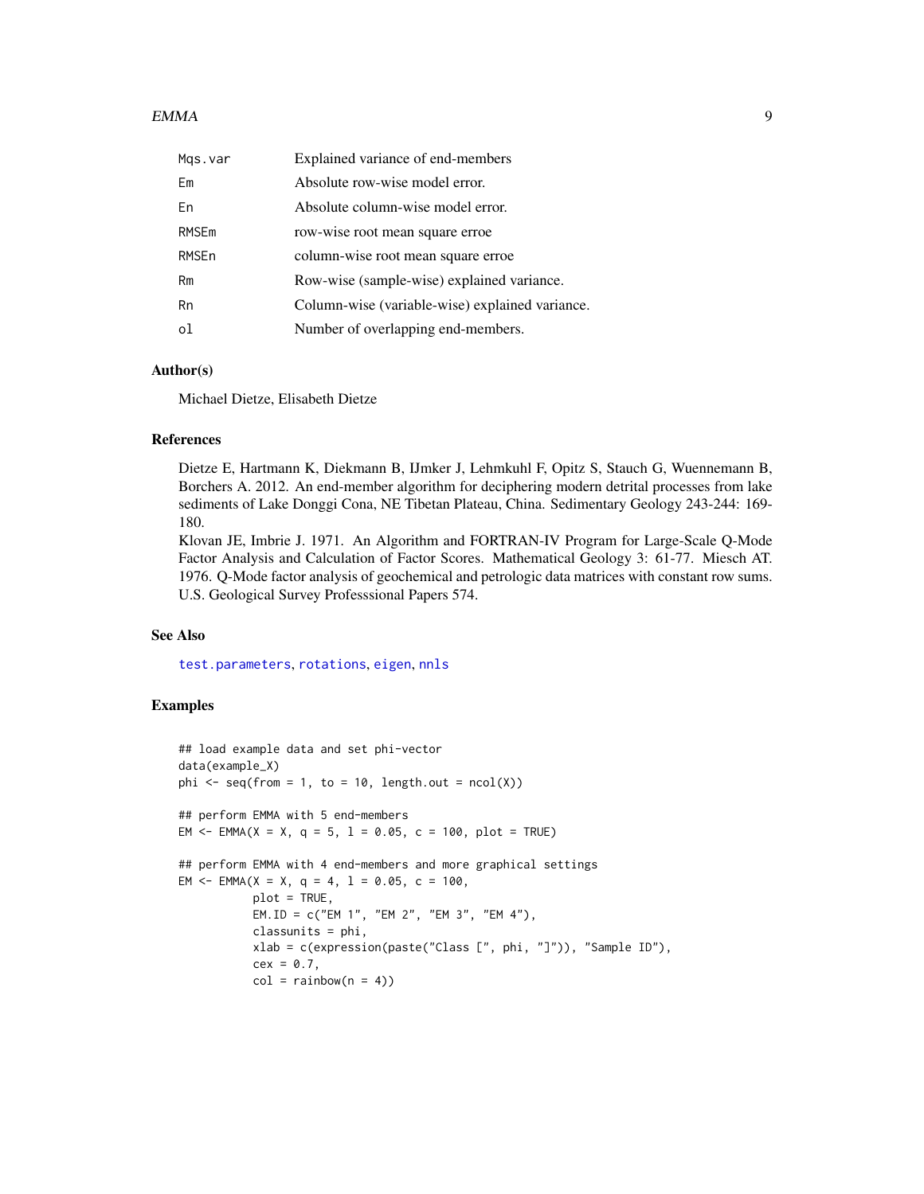| | |
|---|---|
| Mqs.var | Explained variance of end-members |
| Em | Absolute row-wise model error. |
| En | Absolute column-wise model error. |
| RMSEm | row-wise root mean square erroe |
| RMSEn | column-wise root mean square erroe |
| Rm | Row-wise (sample-wise) explained variance. |
| Rn | Column-wise (variable-wise) explained variance. |
| ol | Number of overlapping end-members. |

### Author(s)

Michael Dietze, Elisabeth Dietze

### References

Dietze E, Hartmann K, Diekmann B, IJmker J, Lehmkuhl F, Opitz S, Stauch G, Wuennemann B, Borchers A. 2012. An end-member algorithm for deciphering modern detrital processes from lake sediments of Lake Donggi Cona, NE Tibetan Plateau, China. Sedimentary Geology 243-244: 169-180.

Klovan JE, Imbrie J. 1971. An Algorithm and FORTRAN-IV Program for Large-Scale Q-Mode Factor Analysis and Calculation of Factor Scores. Mathematical Geology 3: 61-77. Miesch AT. 1976. Q-Mode factor analysis of geochemical and petrologic data matrices with constant row sums. U.S. Geological Survey Professsional Papers 574.

### See Also

test.parameters, rotations, eigen, nnls

### Examples

```
## load example data and set phi-vector
data(example_X)
phi <- seq(from = 1, to = 10, length.out = ncol(X))

## perform EMMA with 5 end-members
EM <- EMMA(X = X, q = 5, l = 0.05, c = 100, plot = TRUE)

## perform EMMA with 4 end-members and more graphical settings
EM <- EMMA(X = X, q = 4, l = 0.05, c = 100,
           plot = TRUE,
           EM.ID = c("EM 1", "EM 2", "EM 3", "EM 4"),
           classunits = phi,
           xlab = c(expression(paste("Class [", phi, "]")), "Sample ID"),
           cex = 0.7,
           col = rainbow(n = 4))
```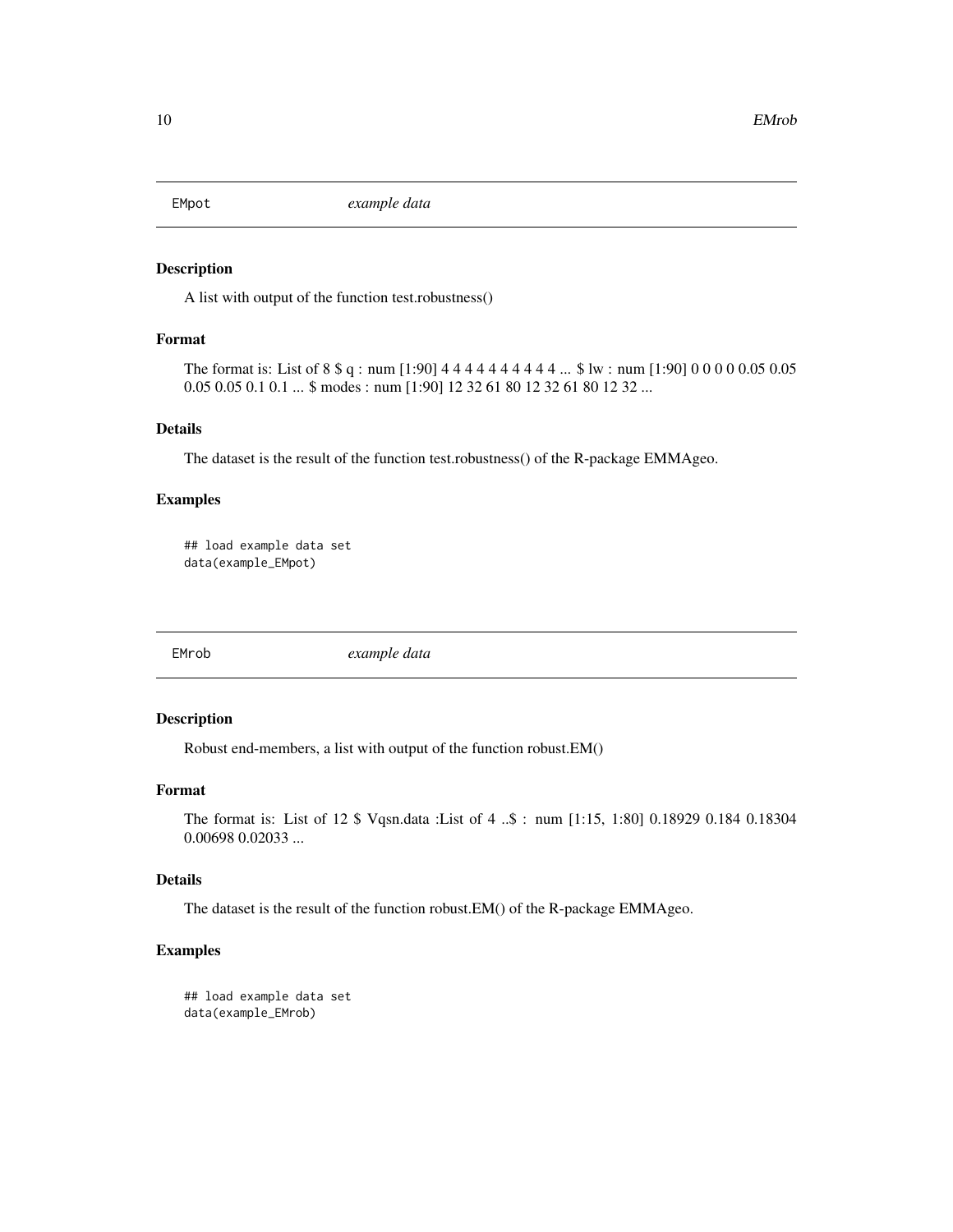## EMpot *example data*

### Description

A list with output of the function test.robustness()

### Format

The format is: List of 8 $ q : num [1:90] 4 4 4 4 4 4 4 4 4 4 ... $ lw : num [1:90] 0 0 0 0 0.05 0.05 0.05 0.05 0.1 0.1 ... $ modes : num [1:90] 12 32 61 80 12 32 61 80 12 32 ...

### Details

The dataset is the result of the function test.robustness() of the R-package EMMAgeo.

### Examples

```
## load example data set
data(example_EMpot)
```

## EMrob *example data*

### Description

Robust end-members, a list with output of the function robust.EM()

### Format

The format is: List of 12 $ Vqsn.data :List of 4 ..$ : num [1:15, 1:80] 0.18929 0.184 0.18304 0.00698 0.02033 ...

### Details

The dataset is the result of the function robust.EM() of the R-package EMMAgeo.

### Examples

```
## load example data set
data(example_EMrob)
```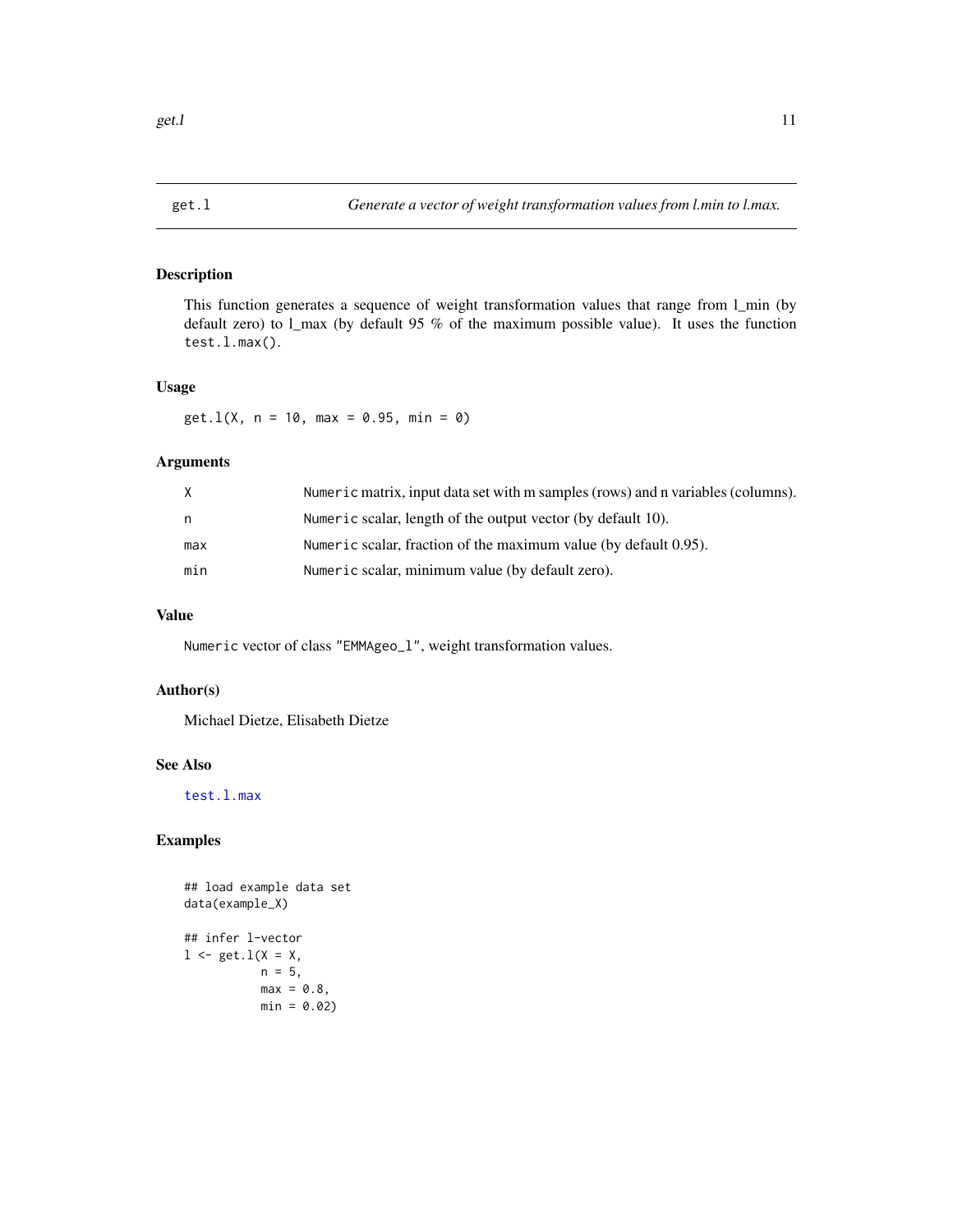## get.l — *Generate a vector of weight transformation values from l.min to l.max.*

### Description

This function generates a sequence of weight transformation values that range from l_min (by default zero) to l_max (by default 95 % of the maximum possible value). It uses the function `test.l.max()`.

### Usage

```
get.l(X, n = 10, max = 0.95, min = 0)
```

### Arguments

| | |
|---|---|
| X | Numeric matrix, input data set with m samples (rows) and n variables (columns). |
| n | Numeric scalar, length of the output vector (by default 10). |
| max | Numeric scalar, fraction of the maximum value (by default 0.95). |
| min | Numeric scalar, minimum value (by default zero). |

### Value

Numeric vector of class "EMMAgeo_l", weight transformation values.

### Author(s)

Michael Dietze, Elisabeth Dietze

### See Also

test.l.max

### Examples

```
## load example data set
data(example_X)

## infer l-vector
l <- get.l(X = X,
           n = 5,
           max = 0.8,
           min = 0.02)
```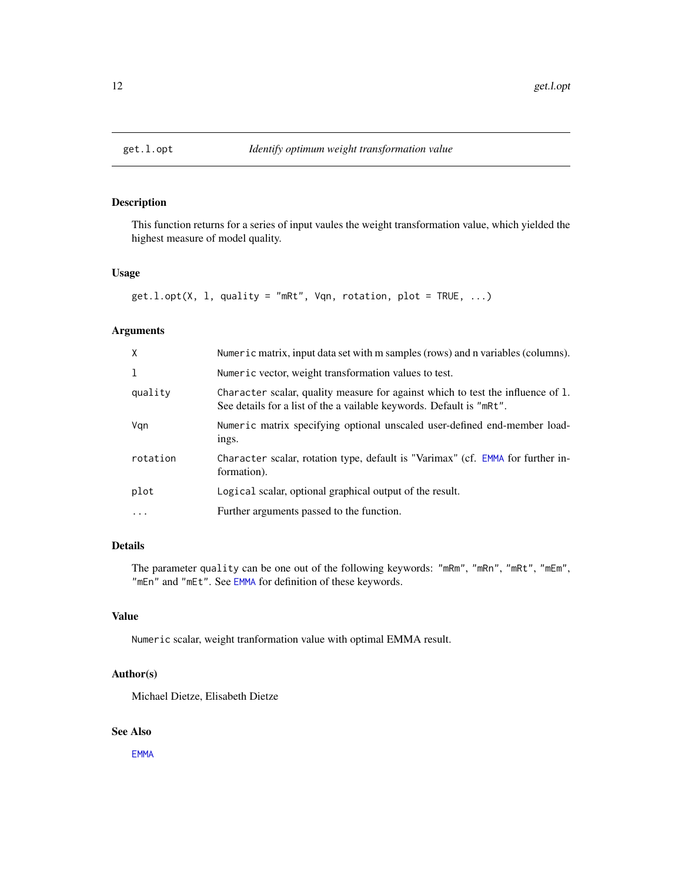# get.l.opt — *Identify optimum weight transformation value*

## Description

This function returns for a series of input vaules the weight transformation value, which yielded the highest measure of model quality.

## Usage

```
get.l.opt(X, l, quality = "mRt", Vqn, rotation, plot = TRUE, ...)
```

## Arguments

| Argument | Description |
|---|---|
| `X` | `Numeric` matrix, input data set with m samples (rows) and n variables (columns). |
| `l` | `Numeric` vector, weight transformation values to test. |
| `quality` | `Character` scalar, quality measure for against which to test the influence of `l`. See details for a list of the a vailable keywords. Default is `"mRt"`. |
| `Vqn` | `Numeric` matrix specifying optional unscaled user-defined end-member loadings. |
| `rotation` | `Character` scalar, rotation type, default is "Varimax" (cf. `EMMA` for further information). |
| `plot` | `Logical` scalar, optional graphical output of the result. |
| `...` | Further arguments passed to the function. |

## Details

The parameter `quality` can be one out of the following keywords: `"mRm"`, `"mRn"`, `"mRt"`, `"mEm"`, `"mEn"` and `"mEt"`. See `EMMA` for definition of these keywords.

## Value

`Numeric` scalar, weight tranformation value with optimal EMMA result.

## Author(s)

Michael Dietze, Elisabeth Dietze

## See Also

`EMMA`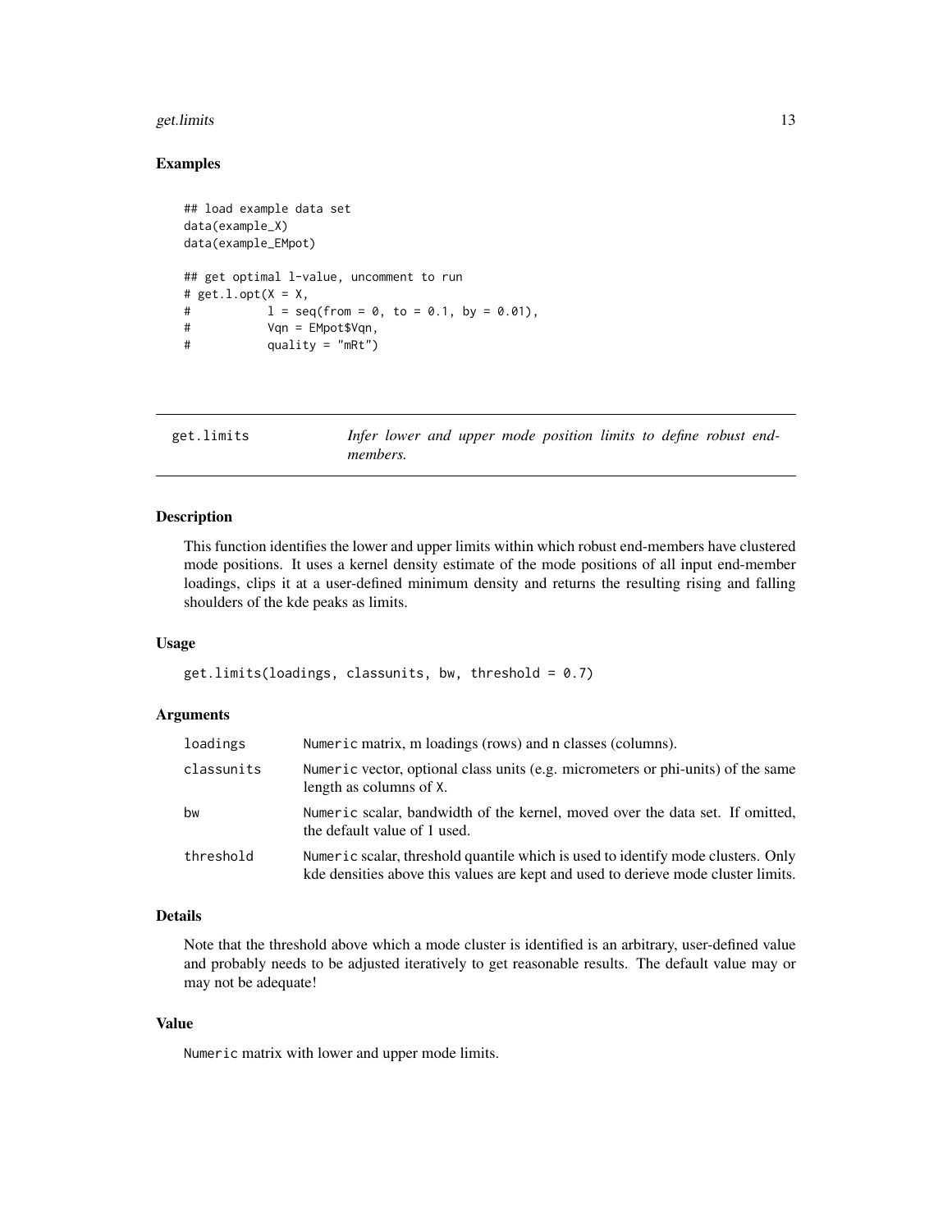### Examples

```
## load example data set
data(example_X)
data(example_EMpot)

## get optimal l-value, uncomment to run
# get.l.opt(X = X,
#           l = seq(from = 0, to = 0.1, by = 0.01),
#           Vqn = EMpot$Vqn,
#           quality = "mRt")
```

---

## get.limits — *Infer lower and upper mode position limits to define robust end-members.*

---

### Description

This function identifies the lower and upper limits within which robust end-members have clustered mode positions. It uses a kernel density estimate of the mode positions of all input end-member loadings, clips it at a user-defined minimum density and returns the resulting rising and falling shoulders of the kde peaks as limits.

### Usage

```
get.limits(loadings, classunits, bw, threshold = 0.7)
```

### Arguments

| | |
|---|---|
| `loadings` | `Numeric` matrix, m loadings (rows) and n classes (columns). |
| `classunits` | `Numeric` vector, optional class units (e.g. micrometers or phi-units) of the same length as columns of `X`. |
| `bw` | `Numeric` scalar, bandwidth of the kernel, moved over the data set. If omitted, the default value of 1 used. |
| `threshold` | `Numeric` scalar, threshold quantile which is used to identify mode clusters. Only kde densities above this values are kept and used to derieve mode cluster limits. |

### Details

Note that the threshold above which a mode cluster is identified is an arbitrary, user-defined value and probably needs to be adjusted iteratively to get reasonable results. The default value may or may not be adequate!

### Value

`Numeric` matrix with lower and upper mode limits.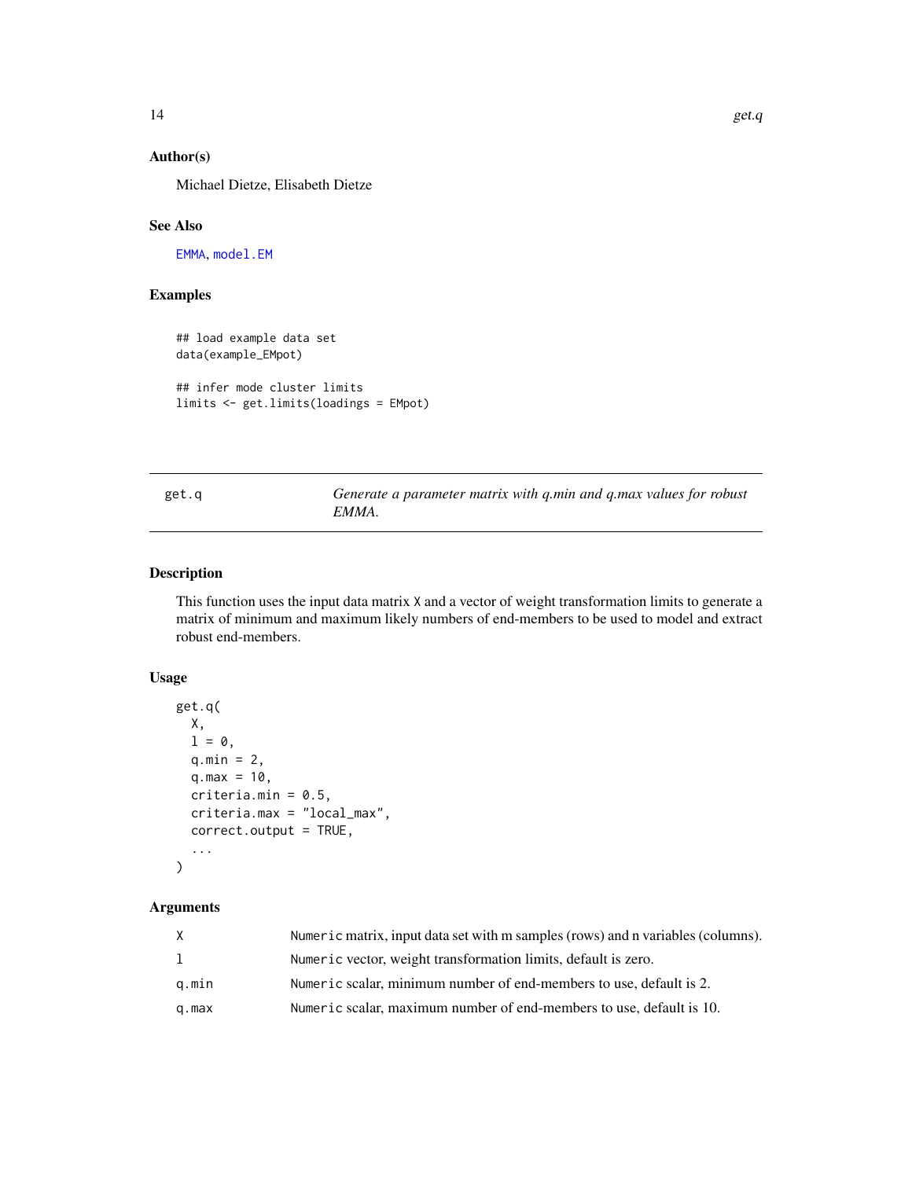### Author(s)

Michael Dietze, Elisabeth Dietze

### See Also

EMMA, model.EM

### Examples

```
## load example data set
data(example_EMpot)

## infer mode cluster limits
limits <- get.limits(loadings = EMpot)
```

---

## get.q — *Generate a parameter matrix with q.min and q.max values for robust EMMA.*

### Description

This function uses the input data matrix X and a vector of weight transformation limits to generate a matrix of minimum and maximum likely numbers of end-members to be used to model and extract robust end-members.

### Usage

```
get.q(
  X,
  l = 0,
  q.min = 2,
  q.max = 10,
  criteria.min = 0.5,
  criteria.max = "local_max",
  correct.output = TRUE,
  ...
)
```

### Arguments

| | |
|---|---|
| X | Numeric matrix, input data set with m samples (rows) and n variables (columns). |
| l | Numeric vector, weight transformation limits, default is zero. |
| q.min | Numeric scalar, minimum number of end-members to use, default is 2. |
| q.max | Numeric scalar, maximum number of end-members to use, default is 10. |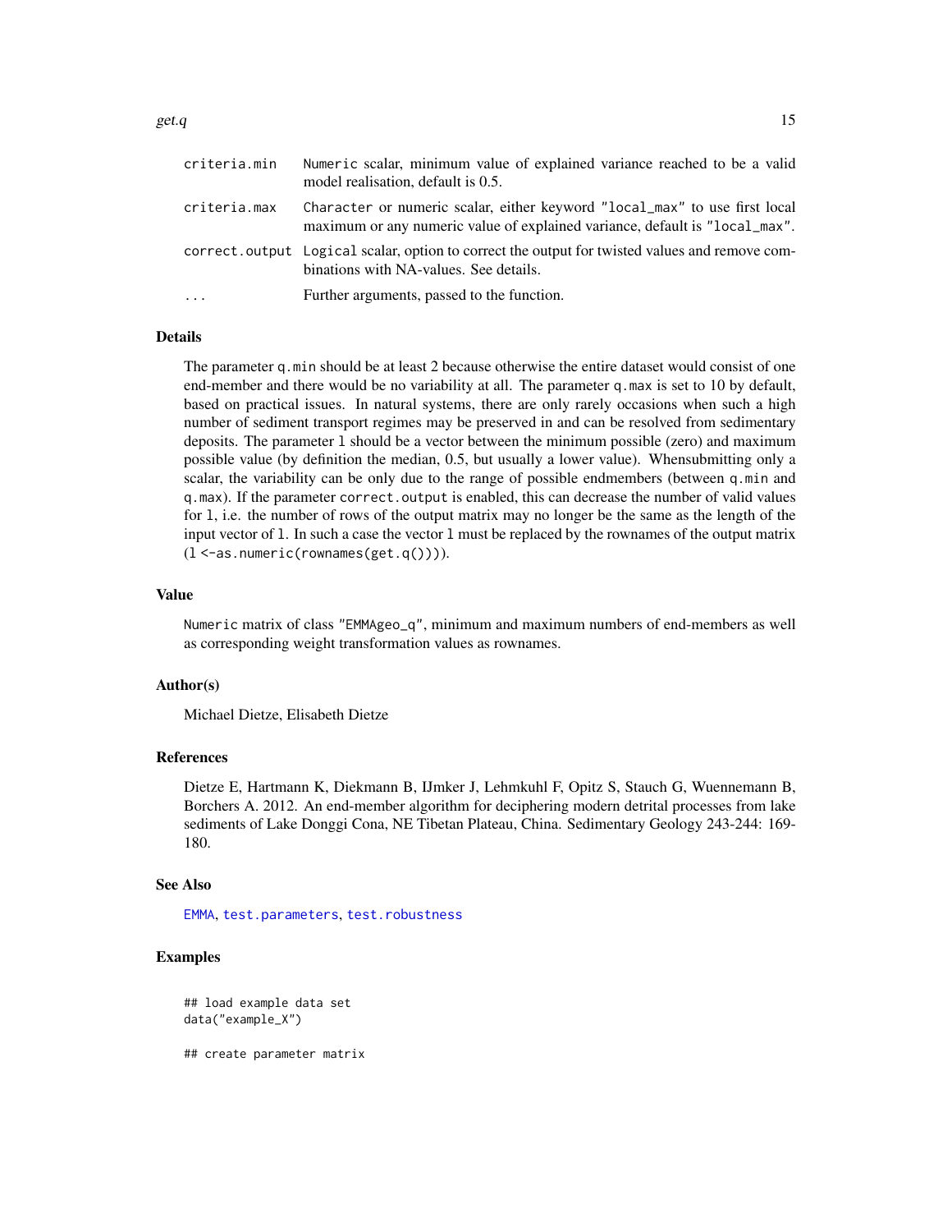| | |
|---|---|
| `criteria.min` | `Numeric` scalar, minimum value of explained variance reached to be a valid model realisation, default is 0.5. |
| `criteria.max` | `Character` or numeric scalar, either keyword `"local_max"` to use first local maximum or any numeric value of explained variance, default is `"local_max"`. |
| `correct.output` | `Logical` scalar, option to correct the output for twisted values and remove combinations with NA-values. See details. |
| `...` | Further arguments, passed to the function. |

## Details

The parameter `q.min` should be at least 2 because otherwise the entire dataset would consist of one end-member and there would be no variability at all. The parameter `q.max` is set to 10 by default, based on practical issues. In natural systems, there are only rarely occasions when such a high number of sediment transport regimes may be preserved in and can be resolved from sedimentary deposits. The parameter `l` should be a vector between the minimum possible (zero) and maximum possible value (by definition the median, 0.5, but usually a lower value). Whensubmitting only a scalar, the variability can be only due to the range of possible endmembers (between `q.min` and `q.max`). If the parameter `correct.output` is enabled, this can decrease the number of valid values for `l`, i.e. the number of rows of the output matrix may no longer be the same as the length of the input vector of `l`. In such a case the vector `l` must be replaced by the rownames of the output matrix (`l <-as.numeric(rownames(get.q()))`).

## Value

`Numeric` matrix of class `"EMMAgeo_q"`, minimum and maximum numbers of end-members as well as corresponding weight transformation values as rownames.

## Author(s)

Michael Dietze, Elisabeth Dietze

## References

Dietze E, Hartmann K, Diekmann B, IJmker J, Lehmkuhl F, Opitz S, Stauch G, Wuennemann B, Borchers A. 2012. An end-member algorithm for deciphering modern detrital processes from lake sediments of Lake Donggi Cona, NE Tibetan Plateau, China. Sedimentary Geology 243-244: 169-180.

## See Also

`EMMA`, `test.parameters`, `test.robustness`

## Examples

```
## load example data set
data("example_X")

## create parameter matrix
```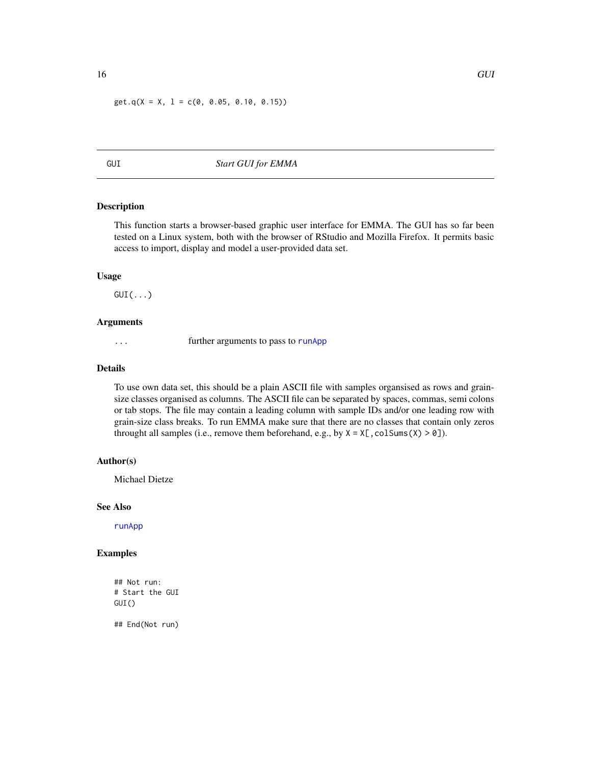```
get.q(X = X, l = c(0, 0.05, 0.10, 0.15))
```

## GUI — *Start GUI for EMMA*

### Description

This function starts a browser-based graphic user interface for EMMA. The GUI has so far been tested on a Linux system, both with the browser of RStudio and Mozilla Firefox. It permits basic access to import, display and model a user-provided data set.

### Usage

```
GUI(...)
```

### Arguments

| | |
|---|---|
| `...` | further arguments to pass to `runApp` |

### Details

To use own data set, this should be a plain ASCII file with samples organised as rows and grain-size classes organised as columns. The ASCII file can be separated by spaces, commas, semi colons or tab stops. The file may contain a leading column with sample IDs and/or one leading row with grain-size class breaks. To run EMMA make sure that there are no classes that contain only zeros throught all samples (i.e., remove them beforehand, e.g., by `X = X[,colSums(X) > 0]`).

### Author(s)

Michael Dietze

### See Also

`runApp`

### Examples

```
## Not run:
# Start the GUI
GUI()

## End(Not run)
```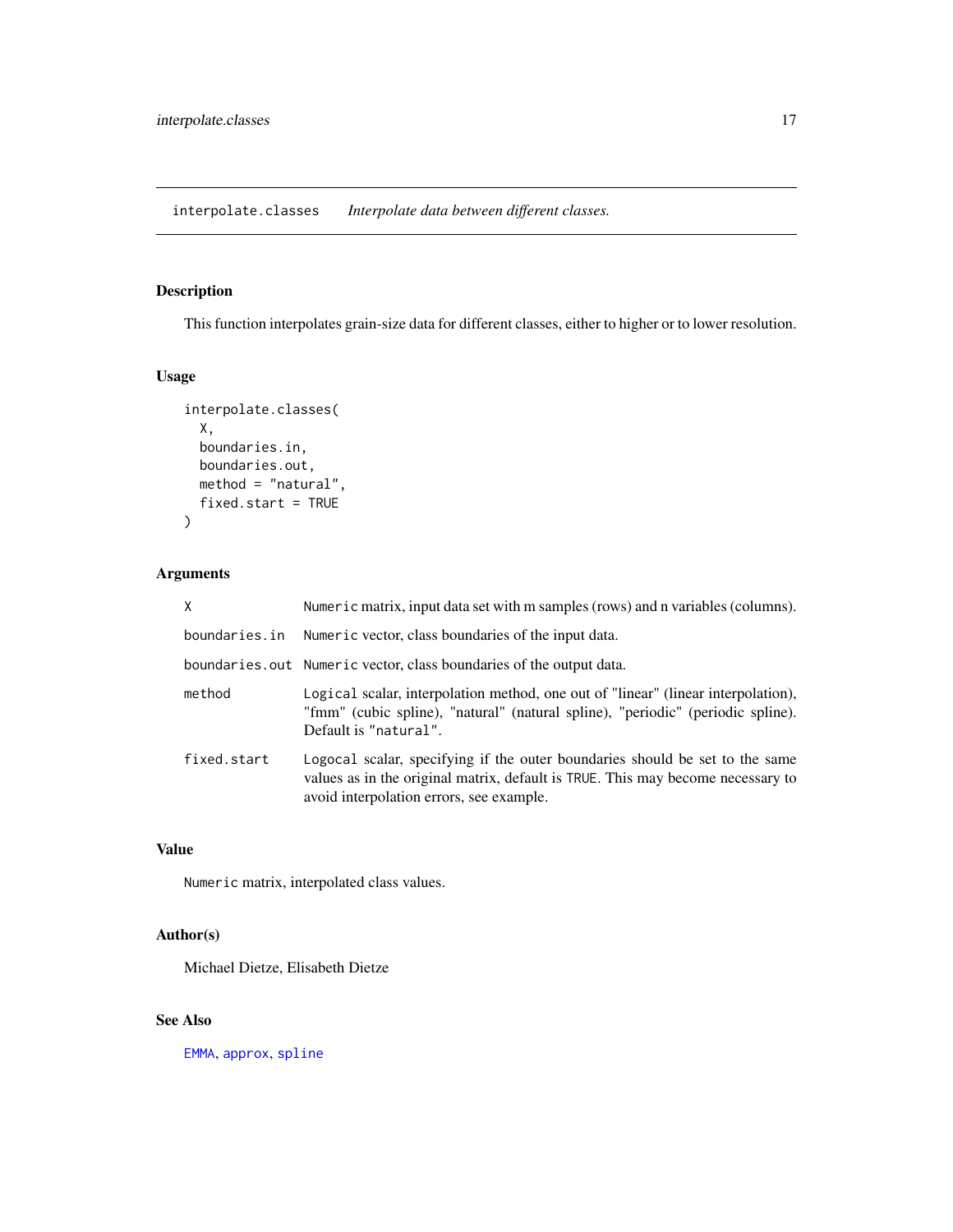# interpolate.classes *Interpolate data between different classes.*

## Description

This function interpolates grain-size data for different classes, either to higher or to lower resolution.

## Usage

```
interpolate.classes(
  X,
  boundaries.in,
  boundaries.out,
  method = "natural",
  fixed.start = TRUE
)
```

## Arguments

| | |
|---|---|
| X | `Numeric` matrix, input data set with m samples (rows) and n variables (columns). |
| boundaries.in | `Numeric` vector, class boundaries of the input data. |
| boundaries.out | `Numeric` vector, class boundaries of the output data. |
| method | `Logical` scalar, interpolation method, one out of "linear" (linear interpolation), "fmm" (cubic spline), "natural" (natural spline), "periodic" (periodic spline). Default is `"natural"`. |
| fixed.start | `Logocal` scalar, specifying if the outer boundaries should be set to the same values as in the original matrix, default is `TRUE`. This may become necessary to avoid interpolation errors, see example. |

## Value

`Numeric` matrix, interpolated class values.

## Author(s)

Michael Dietze, Elisabeth Dietze

## See Also

`EMMA`, `approx`, `spline`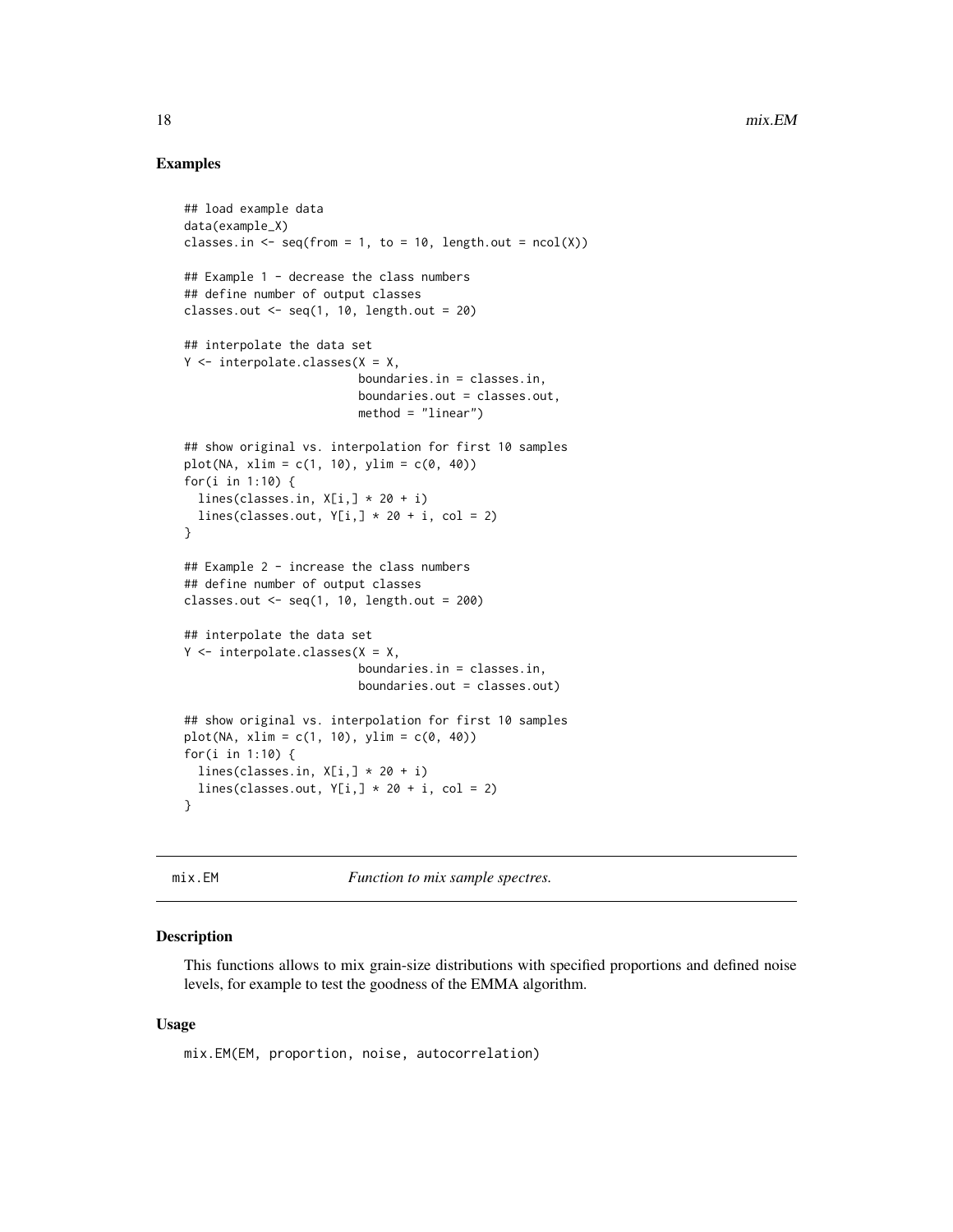## Examples

```
## load example data
data(example_X)
classes.in <- seq(from = 1, to = 10, length.out = ncol(X))

## Example 1 - decrease the class numbers
## define number of output classes
classes.out <- seq(1, 10, length.out = 20)

## interpolate the data set
Y <- interpolate.classes(X = X,
                         boundaries.in = classes.in,
                         boundaries.out = classes.out,
                         method = "linear")

## show original vs. interpolation for first 10 samples
plot(NA, xlim = c(1, 10), ylim = c(0, 40))
for(i in 1:10) {
  lines(classes.in, X[i,] * 20 + i)
  lines(classes.out, Y[i,] * 20 + i, col = 2)
}

## Example 2 - increase the class numbers
## define number of output classes
classes.out <- seq(1, 10, length.out = 200)

## interpolate the data set
Y <- interpolate.classes(X = X,
                         boundaries.in = classes.in,
                         boundaries.out = classes.out)

## show original vs. interpolation for first 10 samples
plot(NA, xlim = c(1, 10), ylim = c(0, 40))
for(i in 1:10) {
  lines(classes.in, X[i,] * 20 + i)
  lines(classes.out, Y[i,] * 20 + i, col = 2)
}
```

---

# mix.EM — *Function to mix sample spectres.*

---

## Description

This functions allows to mix grain-size distributions with specified proportions and defined noise levels, for example to test the goodness of the EMMA algorithm.

## Usage

```
mix.EM(EM, proportion, noise, autocorrelation)
```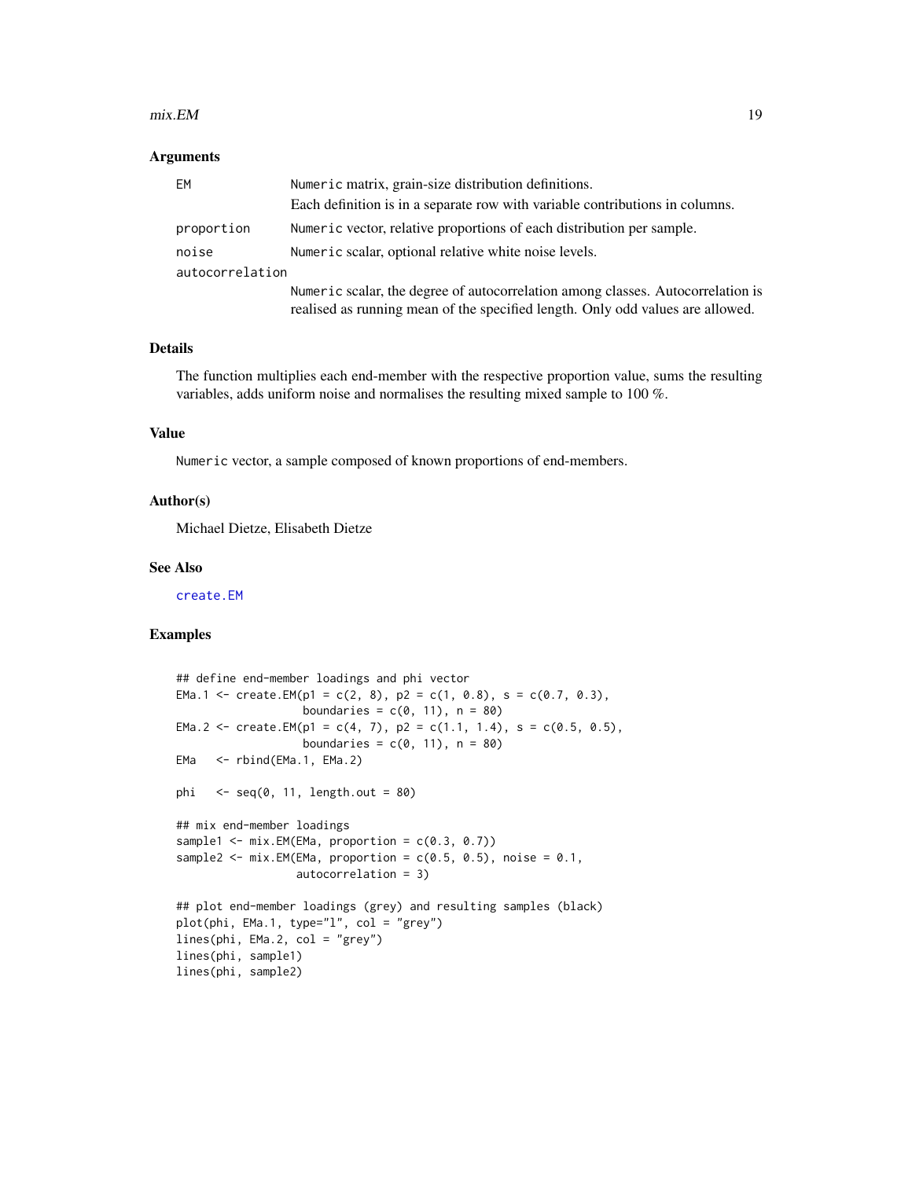### Arguments

| | |
|---|---|
| `EM` | `Numeric` matrix, grain-size distribution definitions. Each definition is in a separate row with variable contributions in columns. |
| `proportion` | `Numeric` vector, relative proportions of each distribution per sample. |
| `noise` | `Numeric` scalar, optional relative white noise levels. |
| `autocorrelation` | `Numeric` scalar, the degree of autocorrelation among classes. Autocorrelation is realised as running mean of the specified length. Only odd values are allowed. |

### Details

The function multiplies each end-member with the respective proportion value, sums the resulting variables, adds uniform noise and normalises the resulting mixed sample to 100 %.

### Value

`Numeric` vector, a sample composed of known proportions of end-members.

### Author(s)

Michael Dietze, Elisabeth Dietze

### See Also

`create.EM`

### Examples

```
## define end-member loadings and phi vector
EMa.1 <- create.EM(p1 = c(2, 8), p2 = c(1, 0.8), s = c(0.7, 0.3),
                   boundaries = c(0, 11), n = 80)
EMa.2 <- create.EM(p1 = c(4, 7), p2 = c(1.1, 1.4), s = c(0.5, 0.5),
                   boundaries = c(0, 11), n = 80)
EMa   <- rbind(EMa.1, EMa.2)

phi   <- seq(0, 11, length.out = 80)

## mix end-member loadings
sample1 <- mix.EM(EMa, proportion = c(0.3, 0.7))
sample2 <- mix.EM(EMa, proportion = c(0.5, 0.5), noise = 0.1,
                  autocorrelation = 3)

## plot end-member loadings (grey) and resulting samples (black)
plot(phi, EMa.1, type="l", col = "grey")
lines(phi, EMa.2, col = "grey")
lines(phi, sample1)
lines(phi, sample2)
```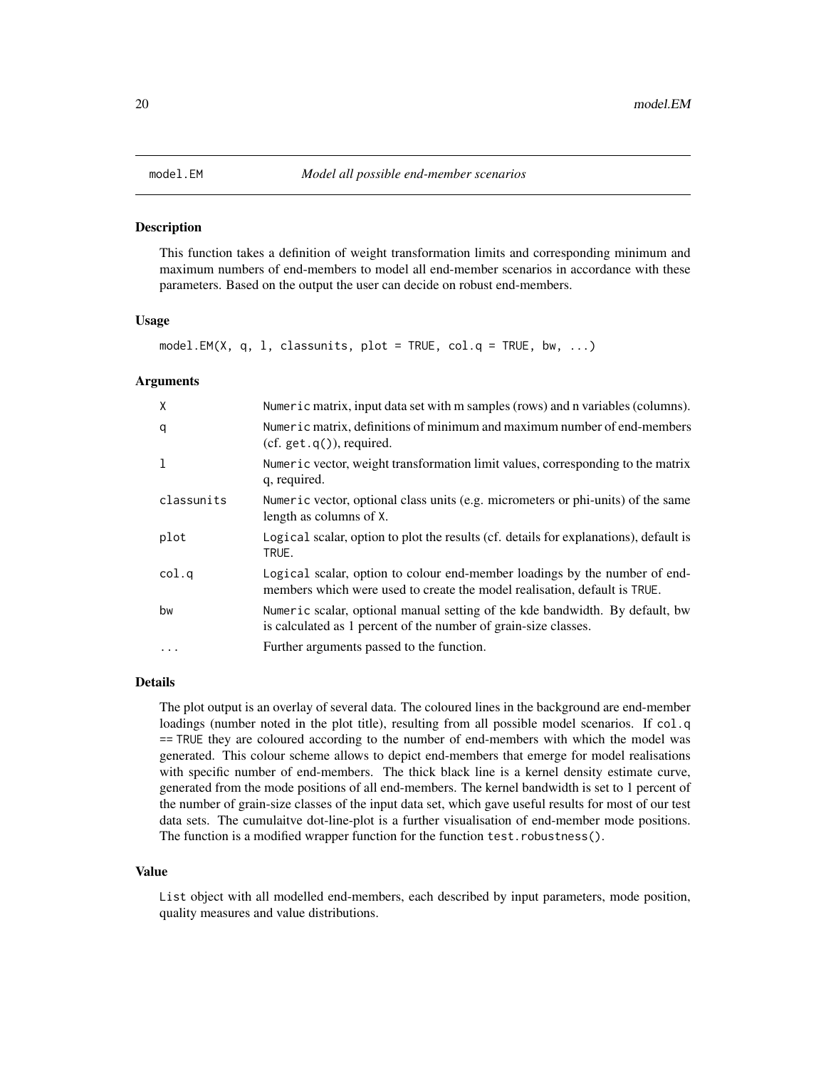# model.EM — *Model all possible end-member scenarios*

## Description

This function takes a definition of weight transformation limits and corresponding minimum and maximum numbers of end-members to model all end-member scenarios in accordance with these parameters. Based on the output the user can decide on robust end-members.

## Usage

```
model.EM(X, q, l, classunits, plot = TRUE, col.q = TRUE, bw, ...)
```

## Arguments

| Argument | Description |
|---|---|
| `X` | `Numeric` matrix, input data set with m samples (rows) and n variables (columns). |
| `q` | `Numeric` matrix, definitions of minimum and maximum number of end-members (cf. `get.q()`), required. |
| `l` | `Numeric` vector, weight transformation limit values, corresponding to the matrix q, required. |
| `classunits` | `Numeric` vector, optional class units (e.g. micrometers or phi-units) of the same length as columns of `X`. |
| `plot` | `Logical` scalar, option to plot the results (cf. details for explanations), default is `TRUE`. |
| `col.q` | `Logical` scalar, option to colour end-member loadings by the number of end-members which were used to create the model realisation, default is `TRUE`. |
| `bw` | `Numeric` scalar, optional manual setting of the kde bandwidth. By default, bw is calculated as 1 percent of the number of grain-size classes. |
| `...` | Further arguments passed to the function. |

## Details

The plot output is an overlay of several data. The coloured lines in the background are end-member loadings (number noted in the plot title), resulting from all possible model scenarios. If `col.q == TRUE` they are coloured according to the number of end-members with which the model was generated. This colour scheme allows to depict end-members that emerge for model realisations with specific number of end-members. The thick black line is a kernel density estimate curve, generated from the mode positions of all end-members. The kernel bandwidth is set to 1 percent of the number of grain-size classes of the input data set, which gave useful results for most of our test data sets. The cumulaitve dot-line-plot is a further visualisation of end-member mode positions. The function is a modified wrapper function for the function `test.robustness()`.

## Value

`List` object with all modelled end-members, each described by input parameters, mode position, quality measures and value distributions.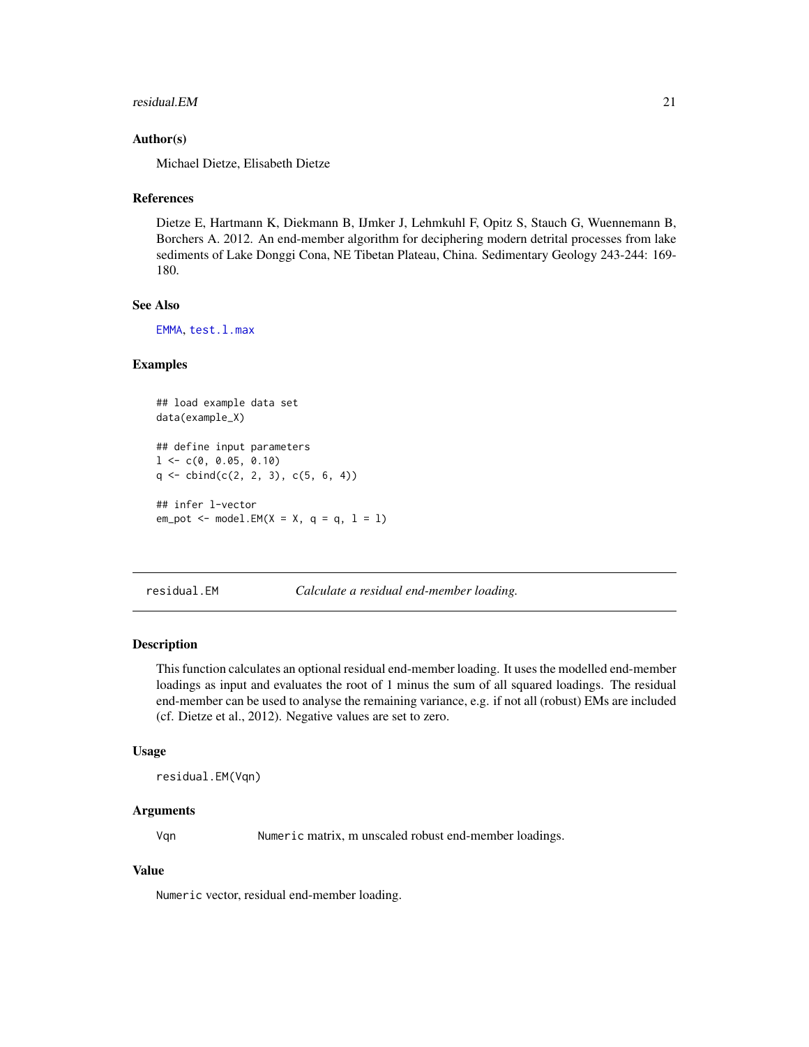## Author(s)

Michael Dietze, Elisabeth Dietze

## References

Dietze E, Hartmann K, Diekmann B, IJmker J, Lehmkuhl F, Opitz S, Stauch G, Wuennemann B, Borchers A. 2012. An end-member algorithm for deciphering modern detrital processes from lake sediments of Lake Donggi Cona, NE Tibetan Plateau, China. Sedimentary Geology 243-244: 169-180.

## See Also

EMMA, test.l.max

## Examples

```
## load example data set
data(example_X)

## define input parameters
l <- c(0, 0.05, 0.10)
q <- cbind(c(2, 2, 3), c(5, 6, 4))

## infer l-vector
em_pot <- model.EM(X = X, q = q, l = l)
```

---

# residual.EM — *Calculate a residual end-member loading.*

## Description

This function calculates an optional residual end-member loading. It uses the modelled end-member loadings as input and evaluates the root of 1 minus the sum of all squared loadings. The residual end-member can be used to analyse the remaining variance, e.g. if not all (robust) EMs are included (cf. Dietze et al., 2012). Negative values are set to zero.

## Usage

```
residual.EM(Vqn)
```

## Arguments

| | |
|---|---|
| Vqn | `Numeric` matrix, m unscaled robust end-member loadings. |

## Value

`Numeric` vector, residual end-member loading.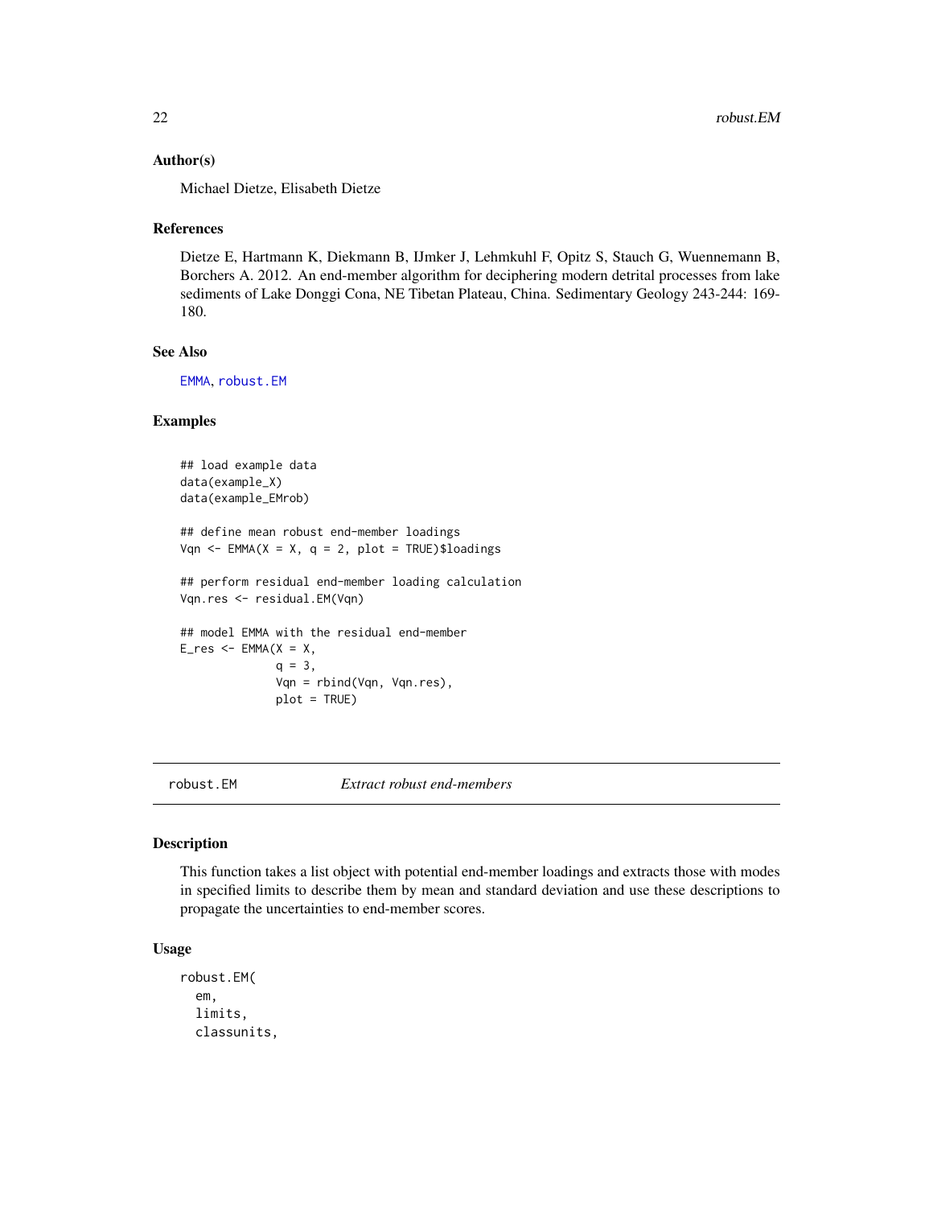### Author(s)

Michael Dietze, Elisabeth Dietze

### References

Dietze E, Hartmann K, Diekmann B, IJmker J, Lehmkuhl F, Opitz S, Stauch G, Wuennemann B, Borchers A. 2012. An end-member algorithm for deciphering modern detrital processes from lake sediments of Lake Donggi Cona, NE Tibetan Plateau, China. Sedimentary Geology 243-244: 169-180.

### See Also

EMMA, robust.EM

### Examples

```
## load example data
data(example_X)
data(example_EMrob)

## define mean robust end-member loadings
Vqn <- EMMA(X = X, q = 2, plot = TRUE)$loadings

## perform residual end-member loading calculation
Vqn.res <- residual.EM(Vqn)

## model EMMA with the residual end-member
E_res <- EMMA(X = X,
              q = 3,
              Vqn = rbind(Vqn, Vqn.res),
              plot = TRUE)
```

---

## robust.EM &nbsp;&nbsp;&nbsp;&nbsp; *Extract robust end-members*

### Description

This function takes a list object with potential end-member loadings and extracts those with modes in specified limits to describe them by mean and standard deviation and use these descriptions to propagate the uncertainties to end-member scores.

### Usage

```
robust.EM(
  em,
  limits,
  classunits,
```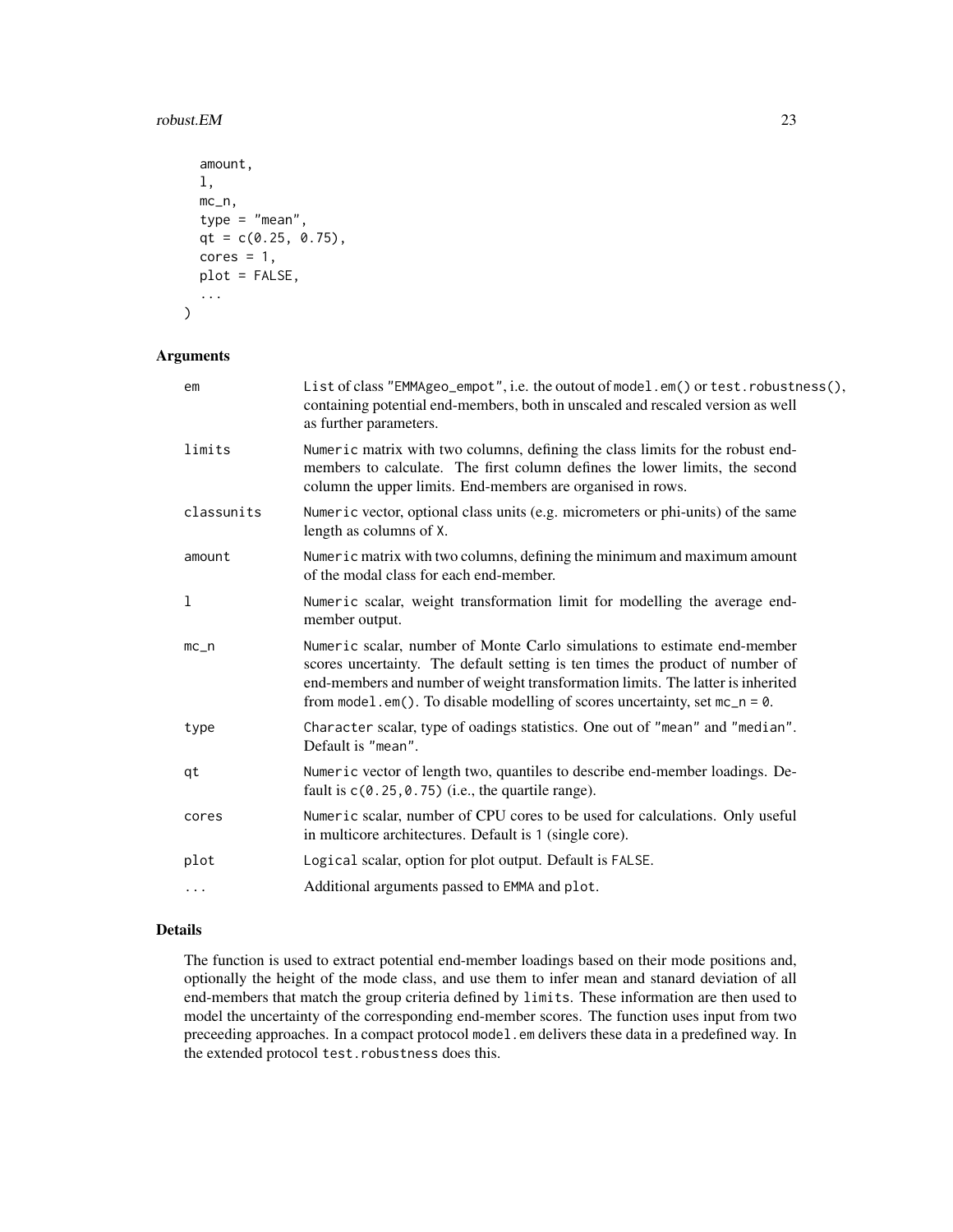```
  amount,
  l,
  mc_n,
  type = "mean",
  qt = c(0.25, 0.75),
  cores = 1,
  plot = FALSE,
  ...
)
```

## Arguments

| | |
|---|---|
| em | List of class "EMMAgeo_empot", i.e. the outout of model.em() or test.robustness(), containing potential end-members, both in unscaled and rescaled version as well as further parameters. |
| limits | Numeric matrix with two columns, defining the class limits for the robust end-members to calculate. The first column defines the lower limits, the second column the upper limits. End-members are organised in rows. |
| classunits | Numeric vector, optional class units (e.g. micrometers or phi-units) of the same length as columns of X. |
| amount | Numeric matrix with two columns, defining the minimum and maximum amount of the modal class for each end-member. |
| l | Numeric scalar, weight transformation limit for modelling the average end-member output. |
| mc_n | Numeric scalar, number of Monte Carlo simulations to estimate end-member scores uncertainty. The default setting is ten times the product of number of end-members and number of weight transformation limits. The latter is inherited from model.em(). To disable modelling of scores uncertainty, set mc_n = 0. |
| type | Character scalar, type of oadings statistics. One out of "mean" and "median". Default is "mean". |
| qt | Numeric vector of length two, quantiles to describe end-member loadings. Default is c(0.25,0.75) (i.e., the quartile range). |
| cores | Numeric scalar, number of CPU cores to be used for calculations. Only useful in multicore architectures. Default is 1 (single core). |
| plot | Logical scalar, option for plot output. Default is FALSE. |
| ... | Additional arguments passed to EMMA and plot. |

## Details

The function is used to extract potential end-member loadings based on their mode positions and, optionally the height of the mode class, and use them to infer mean and stanard deviation of all end-members that match the group criteria defined by limits. These information are then used to model the uncertainty of the corresponding end-member scores. The function uses input from two preceeding approaches. In a compact protocol model.em delivers these data in a predefined way. In the extended protocol test.robustness does this.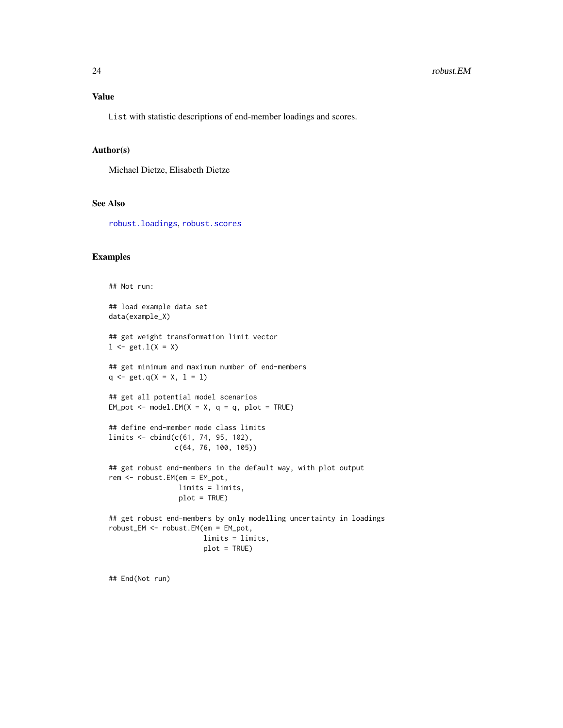## Value

`List` with statistic descriptions of end-member loadings and scores.

## Author(s)

Michael Dietze, Elisabeth Dietze

## See Also

`robust.loadings`, `robust.scores`

## Examples

```
## Not run:

## load example data set
data(example_X)

## get weight transformation limit vector
l <- get.l(X = X)

## get minimum and maximum number of end-members
q <- get.q(X = X, l = l)

## get all potential model scenarios
EM_pot <- model.EM(X = X, q = q, plot = TRUE)

## define end-member mode class limits
limits <- cbind(c(61, 74, 95, 102),
                c(64, 76, 100, 105))

## get robust end-members in the default way, with plot output
rem <- robust.EM(em = EM_pot,
                 limits = limits,
                 plot = TRUE)

## get robust end-members by only modelling uncertainty in loadings
robust_EM <- robust.EM(em = EM_pot,
                       limits = limits,
                       plot = TRUE)


## End(Not run)
```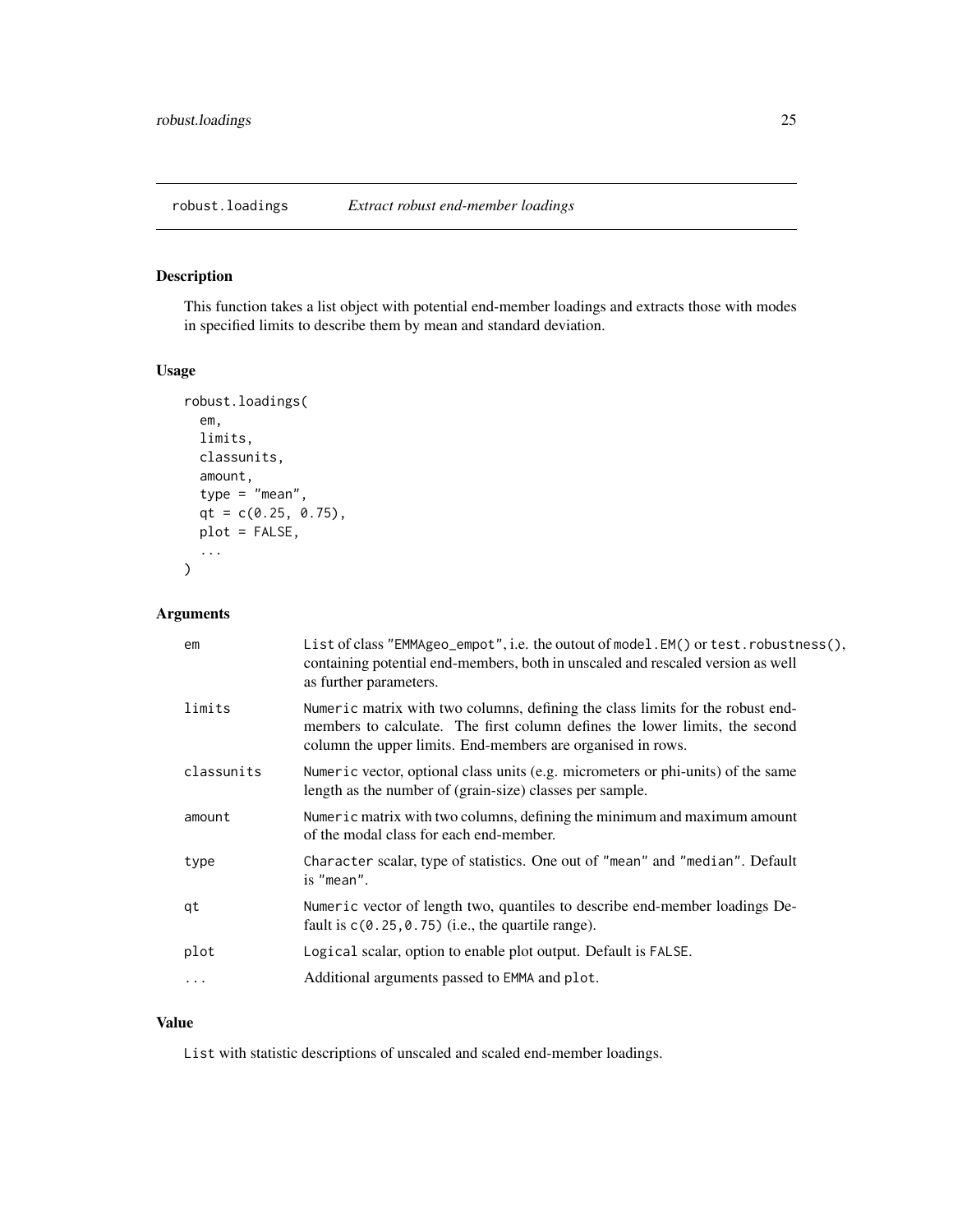# robust.loadings *Extract robust end-member loadings*

## Description

This function takes a list object with potential end-member loadings and extracts those with modes in specified limits to describe them by mean and standard deviation.

## Usage

```
robust.loadings(
  em,
  limits,
  classunits,
  amount,
  type = "mean",
  qt = c(0.25, 0.75),
  plot = FALSE,
  ...
)
```

## Arguments

| | |
|---|---|
| em | List of class "EMMAgeo_empot", i.e. the outout of model.EM() or test.robustness(), containing potential end-members, both in unscaled and rescaled version as well as further parameters. |
| limits | Numeric matrix with two columns, defining the class limits for the robust end-members to calculate. The first column defines the lower limits, the second column the upper limits. End-members are organised in rows. |
| classunits | Numeric vector, optional class units (e.g. micrometers or phi-units) of the same length as the number of (grain-size) classes per sample. |
| amount | Numeric matrix with two columns, defining the minimum and maximum amount of the modal class for each end-member. |
| type | Character scalar, type of statistics. One out of "mean" and "median". Default is "mean". |
| qt | Numeric vector of length two, quantiles to describe end-member loadings Default is c(0.25,0.75) (i.e., the quartile range). |
| plot | Logical scalar, option to enable plot output. Default is FALSE. |
| ... | Additional arguments passed to EMMA and plot. |

## Value

List with statistic descriptions of unscaled and scaled end-member loadings.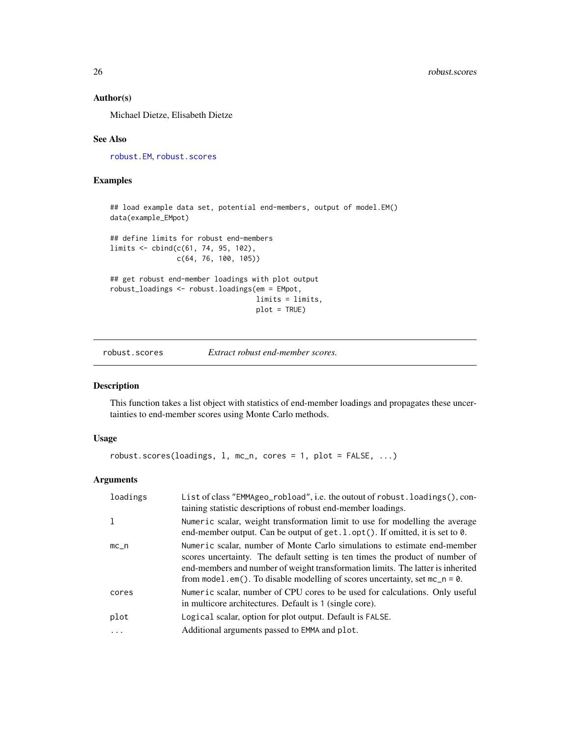## Author(s)

Michael Dietze, Elisabeth Dietze

## See Also

robust.EM, robust.scores

## Examples

```
## load example data set, potential end-members, output of model.EM()
data(example_EMpot)

## define limits for robust end-members
limits <- cbind(c(61, 74, 95, 102),
                c(64, 76, 100, 105))

## get robust end-member loadings with plot output
robust_loadings <- robust.loadings(em = EMpot,
                                   limits = limits,
                                   plot = TRUE)
```

---

# robust.scores — *Extract robust end-member scores.*

## Description

This function takes a list object with statistics of end-member loadings and propagates these uncertainties to end-member scores using Monte Carlo methods.

## Usage

```
robust.scores(loadings, l, mc_n, cores = 1, plot = FALSE, ...)
```

## Arguments

| Argument | Description |
|---|---|
| loadings | List of class "EMMAgeo_robload", i.e. the outout of robust.loadings(), containing statistic descriptions of robust end-member loadings. |
| l | Numeric scalar, weight transformation limit to use for modelling the average end-member output. Can be output of get.l.opt(). If omitted, it is set to 0. |
| mc_n | Numeric scalar, number of Monte Carlo simulations to estimate end-member scores uncertainty. The default setting is ten times the product of number of end-members and number of weight transformation limits. The latter is inherited from model.em(). To disable modelling of scores uncertainty, set mc_n = 0. |
| cores | Numeric scalar, number of CPU cores to be used for calculations. Only useful in multicore architectures. Default is 1 (single core). |
| plot | Logical scalar, option for plot output. Default is FALSE. |
| ... | Additional arguments passed to EMMA and plot. |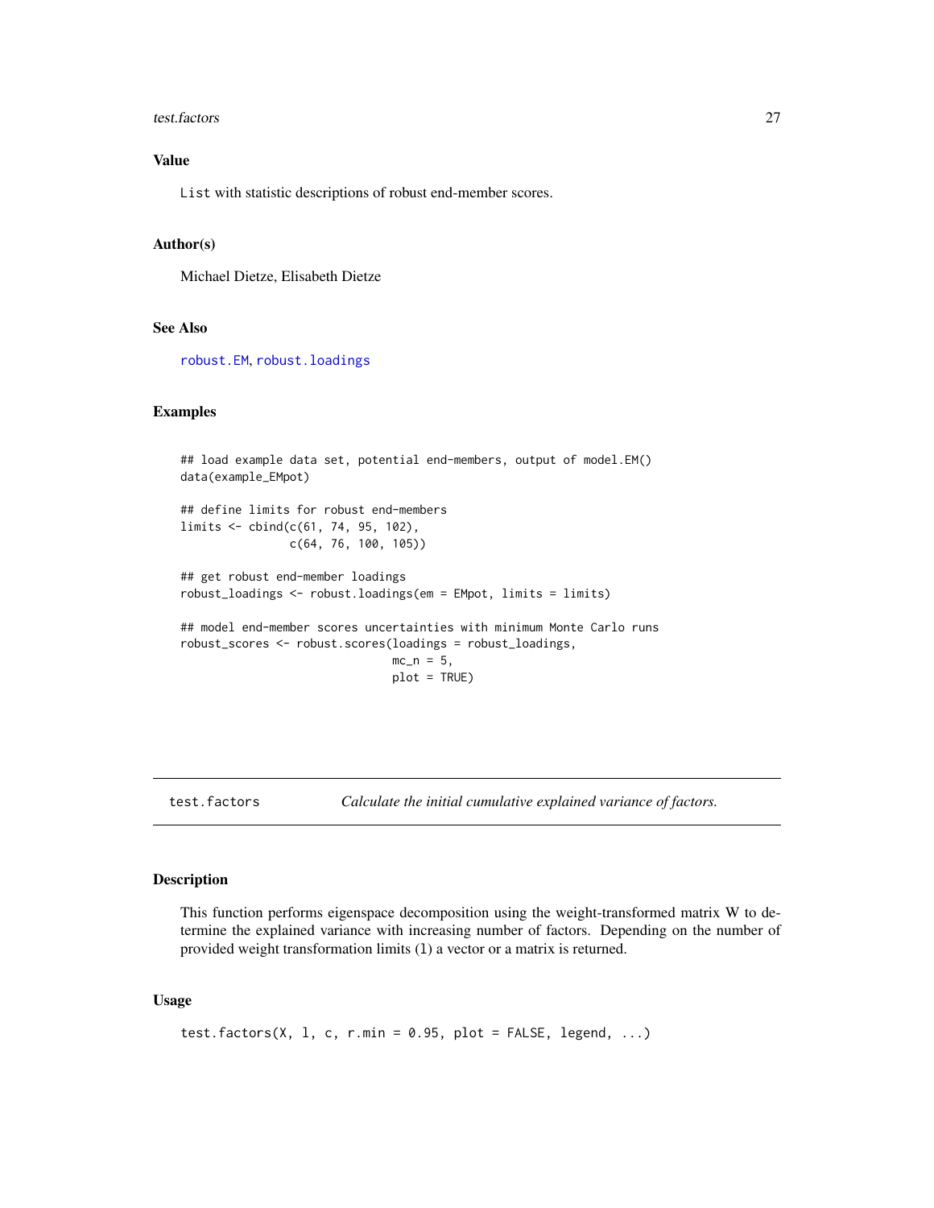## Value

`List` with statistic descriptions of robust end-member scores.

## Author(s)

Michael Dietze, Elisabeth Dietze

## See Also

robust.EM, robust.loadings

## Examples

```
## load example data set, potential end-members, output of model.EM()
data(example_EMpot)

## define limits for robust end-members
limits <- cbind(c(61, 74, 95, 102),
                c(64, 76, 100, 105))

## get robust end-member loadings
robust_loadings <- robust.loadings(em = EMpot, limits = limits)

## model end-member scores uncertainties with minimum Monte Carlo runs
robust_scores <- robust.scores(loadings = robust_loadings,
                               mc_n = 5,
                               plot = TRUE)
```

---

# test.factors &nbsp;&nbsp;&nbsp; *Calculate the initial cumulative explained variance of factors.*

---

## Description

This function performs eigenspace decomposition using the weight-transformed matrix W to determine the explained variance with increasing number of factors. Depending on the number of provided weight transformation limits (`l`) a vector or a matrix is returned.

## Usage

```
test.factors(X, l, c, r.min = 0.95, plot = FALSE, legend, ...)
```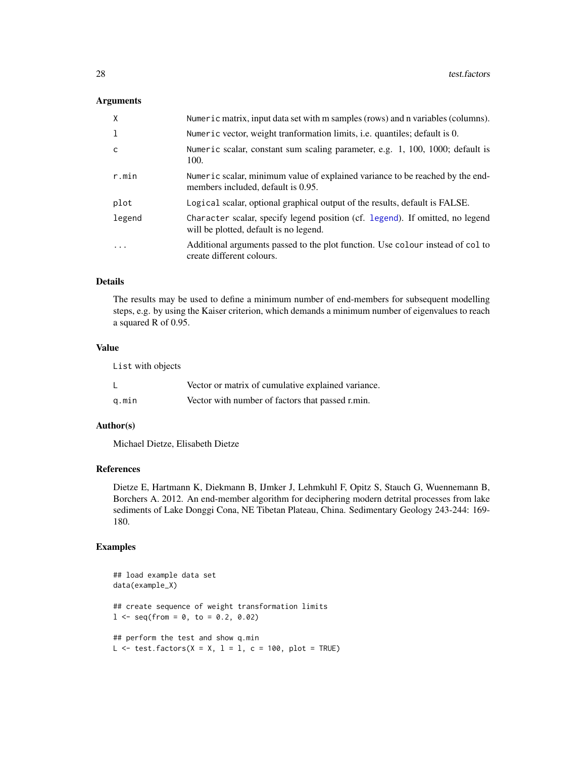## Arguments

| | |
|---|---|
| X | Numeric matrix, input data set with m samples (rows) and n variables (columns). |
| l | Numeric vector, weight tranformation limits, i.e. quantiles; default is 0. |
| c | Numeric scalar, constant sum scaling parameter, e.g. 1, 100, 1000; default is 100. |
| r.min | Numeric scalar, minimum value of explained variance to be reached by the end-members included, default is 0.95. |
| plot | Logical scalar, optional graphical output of the results, default is FALSE. |
| legend | Character scalar, specify legend position (cf. legend). If omitted, no legend will be plotted, default is no legend. |
| ... | Additional arguments passed to the plot function. Use colour instead of col to create different colours. |

## Details

The results may be used to define a minimum number of end-members for subsequent modelling steps, e.g. by using the Kaiser criterion, which demands a minimum number of eigenvalues to reach a squared R of 0.95.

## Value

List with objects

| | |
|---|---|
| L | Vector or matrix of cumulative explained variance. |
| q.min | Vector with number of factors that passed r.min. |

## Author(s)

Michael Dietze, Elisabeth Dietze

## References

Dietze E, Hartmann K, Diekmann B, IJmker J, Lehmkuhl F, Opitz S, Stauch G, Wuennemann B, Borchers A. 2012. An end-member algorithm for deciphering modern detrital processes from lake sediments of Lake Donggi Cona, NE Tibetan Plateau, China. Sedimentary Geology 243-244: 169-180.

## Examples

```
## load example data set
data(example_X)

## create sequence of weight transformation limits
l <- seq(from = 0, to = 0.2, 0.02)

## perform the test and show q.min
L <- test.factors(X = X, l = l, c = 100, plot = TRUE)
```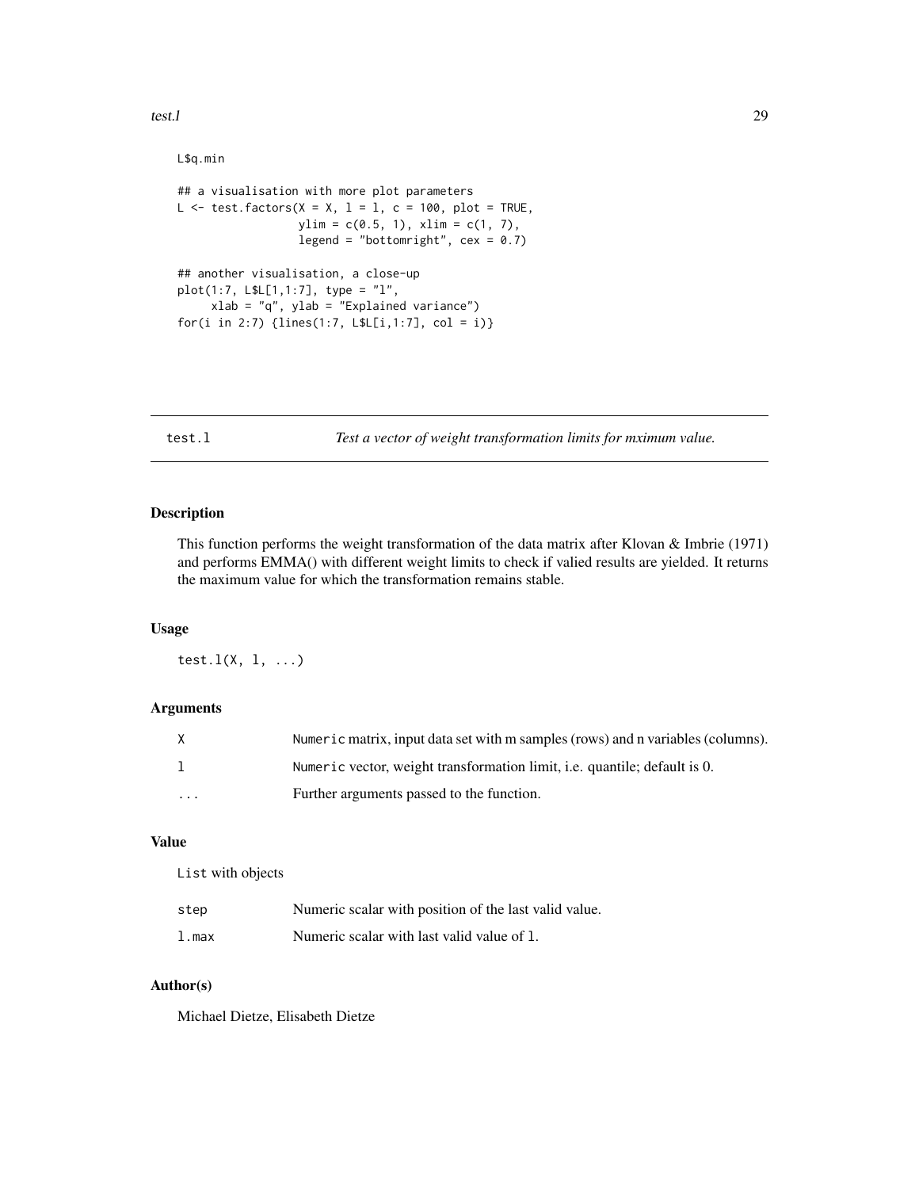```
L$q.min

## a visualisation with more plot parameters
L <- test.factors(X = X, l = l, c = 100, plot = TRUE,
                  ylim = c(0.5, 1), xlim = c(1, 7),
                  legend = "bottomright", cex = 0.7)

## another visualisation, a close-up
plot(1:7, L$L[1,1:7], type = "l",
     xlab = "q", ylab = "Explained variance")
for(i in 2:7) {lines(1:7, L$L[i,1:7], col = i)}
```

---

## test.l — *Test a vector of weight transformation limits for mximum value.*

### Description

This function performs the weight transformation of the data matrix after Klovan & Imbrie (1971) and performs EMMA() with different weight limits to check if valied results are yielded. It returns the maximum value for which the transformation remains stable.

### Usage

```
test.l(X, l, ...)
```

### Arguments

| | |
|---|---|
| `X` | `Numeric` matrix, input data set with m samples (rows) and n variables (columns). |
| `l` | `Numeric` vector, weight transformation limit, i.e. quantile; default is 0. |
| `...` | Further arguments passed to the function. |

### Value

`List` with objects

| | |
|---|---|
| `step` | Numeric scalar with position of the last valid value. |
| `l.max` | Numeric scalar with last valid value of `l`. |

### Author(s)

Michael Dietze, Elisabeth Dietze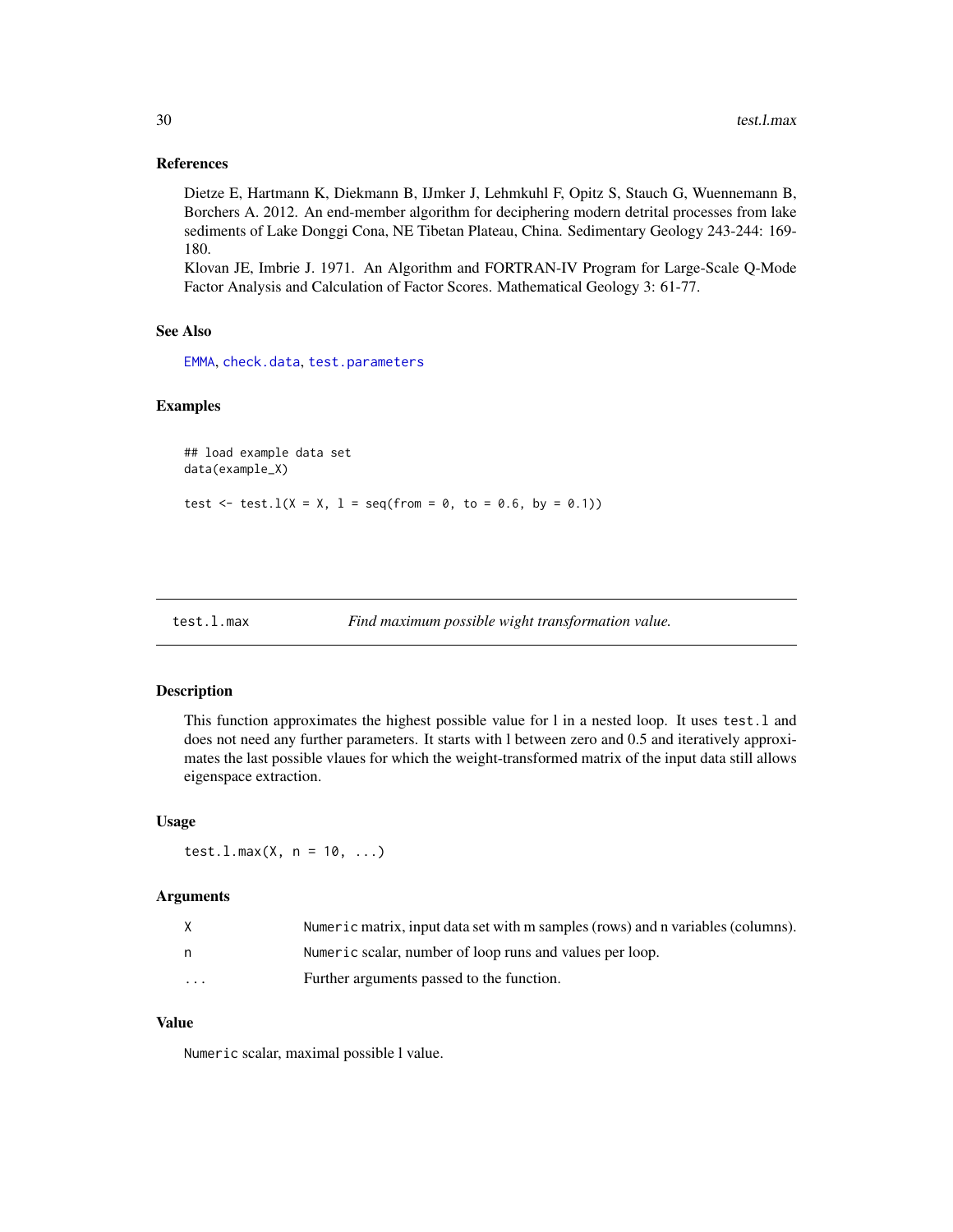### References

Dietze E, Hartmann K, Diekmann B, IJmker J, Lehmkuhl F, Opitz S, Stauch G, Wuennemann B, Borchers A. 2012. An end-member algorithm for deciphering modern detrital processes from lake sediments of Lake Donggi Cona, NE Tibetan Plateau, China. Sedimentary Geology 243-244: 169-180.

Klovan JE, Imbrie J. 1971. An Algorithm and FORTRAN-IV Program for Large-Scale Q-Mode Factor Analysis and Calculation of Factor Scores. Mathematical Geology 3: 61-77.

### See Also

EMMA, check.data, test.parameters

### Examples

```
## load example data set
data(example_X)

test <- test.l(X = X, l = seq(from = 0, to = 0.6, by = 0.1))
```

---

## test.l.max — *Find maximum possible wight transformation value.*

### Description

This function approximates the highest possible value for l in a nested loop. It uses `test.l` and does not need any further parameters. It starts with l between zero and 0.5 and iteratively approximates the last possible vlaues for which the weight-transformed matrix of the input data still allows eigenspace extraction.

### Usage

```
test.l.max(X, n = 10, ...)
```

### Arguments

| | |
|---|---|
| X | `Numeric` matrix, input data set with m samples (rows) and n variables (columns). |
| n | `Numeric` scalar, number of loop runs and values per loop. |
| ... | Further arguments passed to the function. |

### Value

`Numeric` scalar, maximal possible l value.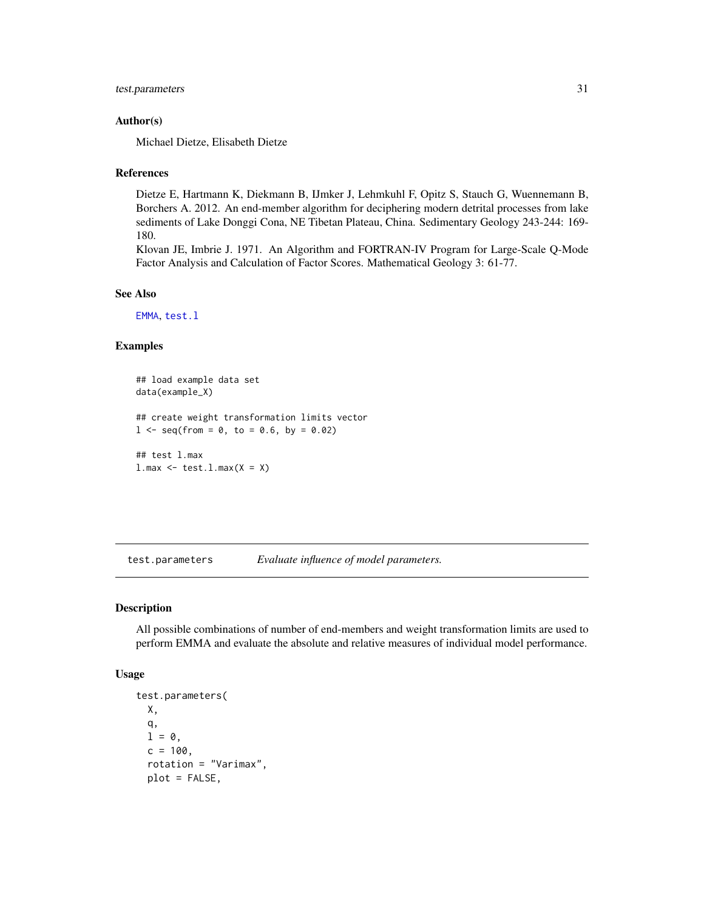## Author(s)

Michael Dietze, Elisabeth Dietze

## References

Dietze E, Hartmann K, Diekmann B, IJmker J, Lehmkuhl F, Opitz S, Stauch G, Wuennemann B, Borchers A. 2012. An end-member algorithm for deciphering modern detrital processes from lake sediments of Lake Donggi Cona, NE Tibetan Plateau, China. Sedimentary Geology 243-244: 169-180.
Klovan JE, Imbrie J. 1971. An Algorithm and FORTRAN-IV Program for Large-Scale Q-Mode Factor Analysis and Calculation of Factor Scores. Mathematical Geology 3: 61-77.

## See Also

EMMA, test.l

## Examples

```
## load example data set
data(example_X)

## create weight transformation limits vector
l <- seq(from = 0, to = 0.6, by = 0.02)

## test l.max
l.max <- test.l.max(X = X)
```

---

# test.parameters *Evaluate influence of model parameters.*

## Description

All possible combinations of number of end-members and weight transformation limits are used to perform EMMA and evaluate the absolute and relative measures of individual model performance.

## Usage

```
test.parameters(
  X,
  q,
  l = 0,
  c = 100,
  rotation = "Varimax",
  plot = FALSE,
```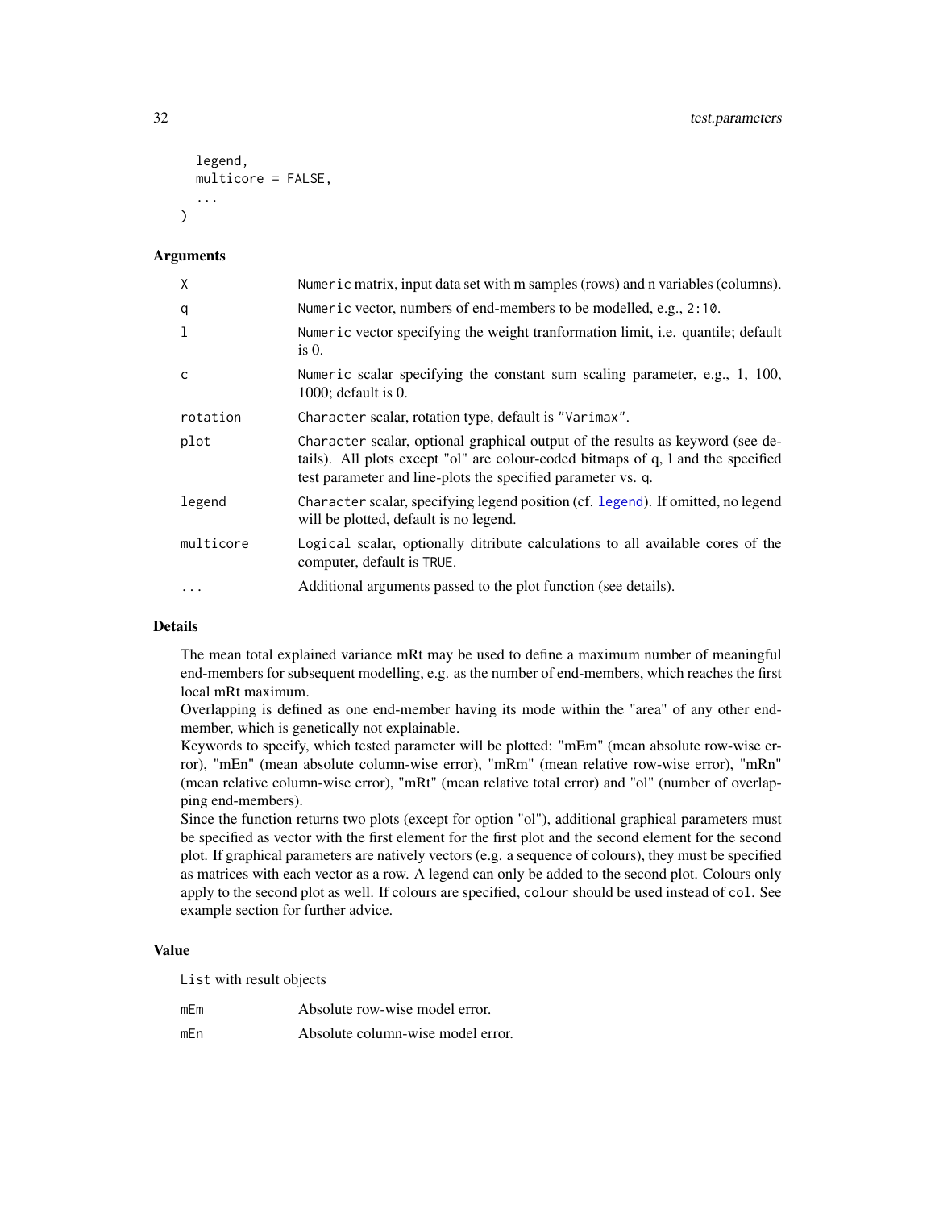```
  legend,
  multicore = FALSE,
  ...
)
```

## Arguments

| | |
|---|---|
| `X` | `Numeric` matrix, input data set with m samples (rows) and n variables (columns). |
| `q` | `Numeric` vector, numbers of end-members to be modelled, e.g., `2:10`. |
| `l` | `Numeric` vector specifying the weight tranformation limit, i.e. quantile; default is 0. |
| `c` | `Numeric` scalar specifying the constant sum scaling parameter, e.g., 1, 100, 1000; default is 0. |
| `rotation` | `Character` scalar, rotation type, default is `"Varimax"`. |
| `plot` | `Character` scalar, optional graphical output of the results as keyword (see details). All plots except "ol" are colour-coded bitmaps of q, l and the specified test parameter and line-plots the specified parameter vs. `q`. |
| `legend` | `Character` scalar, specifying legend position (cf. `legend`). If omitted, no legend will be plotted, default is no legend. |
| `multicore` | `Logical` scalar, optionally ditribute calculations to all available cores of the computer, default is `TRUE`. |
| `...` | Additional arguments passed to the plot function (see details). |

## Details

The mean total explained variance mRt may be used to define a maximum number of meaningful end-members for subsequent modelling, e.g. as the number of end-members, which reaches the first local mRt maximum.

Overlapping is defined as one end-member having its mode within the "area" of any other end-member, which is genetically not explainable.

Keywords to specify, which tested parameter will be plotted: "mEm" (mean absolute row-wise error), "mEn" (mean absolute column-wise error), "mRm" (mean relative row-wise error), "mRn" (mean relative column-wise error), "mRt" (mean relative total error) and "ol" (number of overlapping end-members).

Since the function returns two plots (except for option "ol"), additional graphical parameters must be specified as vector with the first element for the first plot and the second element for the second plot. If graphical parameters are natively vectors (e.g. a sequence of colours), they must be specified as matrices with each vector as a row. A legend can only be added to the second plot. Colours only apply to the second plot as well. If colours are specified, `colour` should be used instead of `col`. See example section for further advice.

## Value

`List` with result objects

| | |
|---|---|
| `mEm` | Absolute row-wise model error. |
| `mEn` | Absolute column-wise model error. |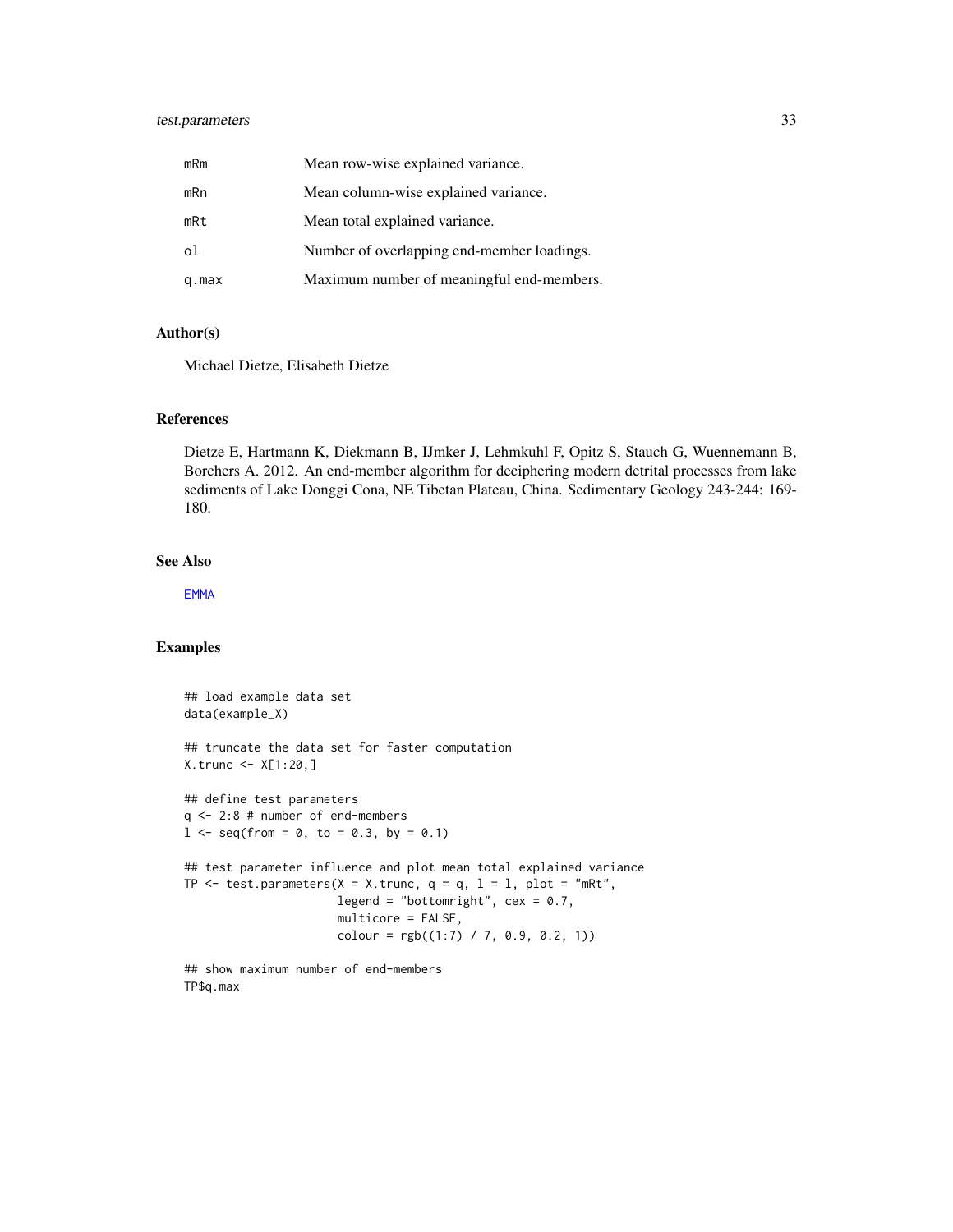| | |
|---|---|
| mRm | Mean row-wise explained variance. |
| mRn | Mean column-wise explained variance. |
| mRt | Mean total explained variance. |
| ol | Number of overlapping end-member loadings. |
| q.max | Maximum number of meaningful end-members. |

## Author(s)

Michael Dietze, Elisabeth Dietze

## References

Dietze E, Hartmann K, Diekmann B, IJmker J, Lehmkuhl F, Opitz S, Stauch G, Wuennemann B, Borchers A. 2012. An end-member algorithm for deciphering modern detrital processes from lake sediments of Lake Donggi Cona, NE Tibetan Plateau, China. Sedimentary Geology 243-244: 169-180.

## See Also

EMMA

## Examples

```
## load example data set
data(example_X)

## truncate the data set for faster computation
X.trunc <- X[1:20,]

## define test parameters
q <- 2:8 # number of end-members
l <- seq(from = 0, to = 0.3, by = 0.1)

## test parameter influence and plot mean total explained variance
TP <- test.parameters(X = X.trunc, q = q, l = l, plot = "mRt",
                      legend = "bottomright", cex = 0.7,
                      multicore = FALSE,
                      colour = rgb((1:7) / 7, 0.9, 0.2, 1))

## show maximum number of end-members
TP$q.max
```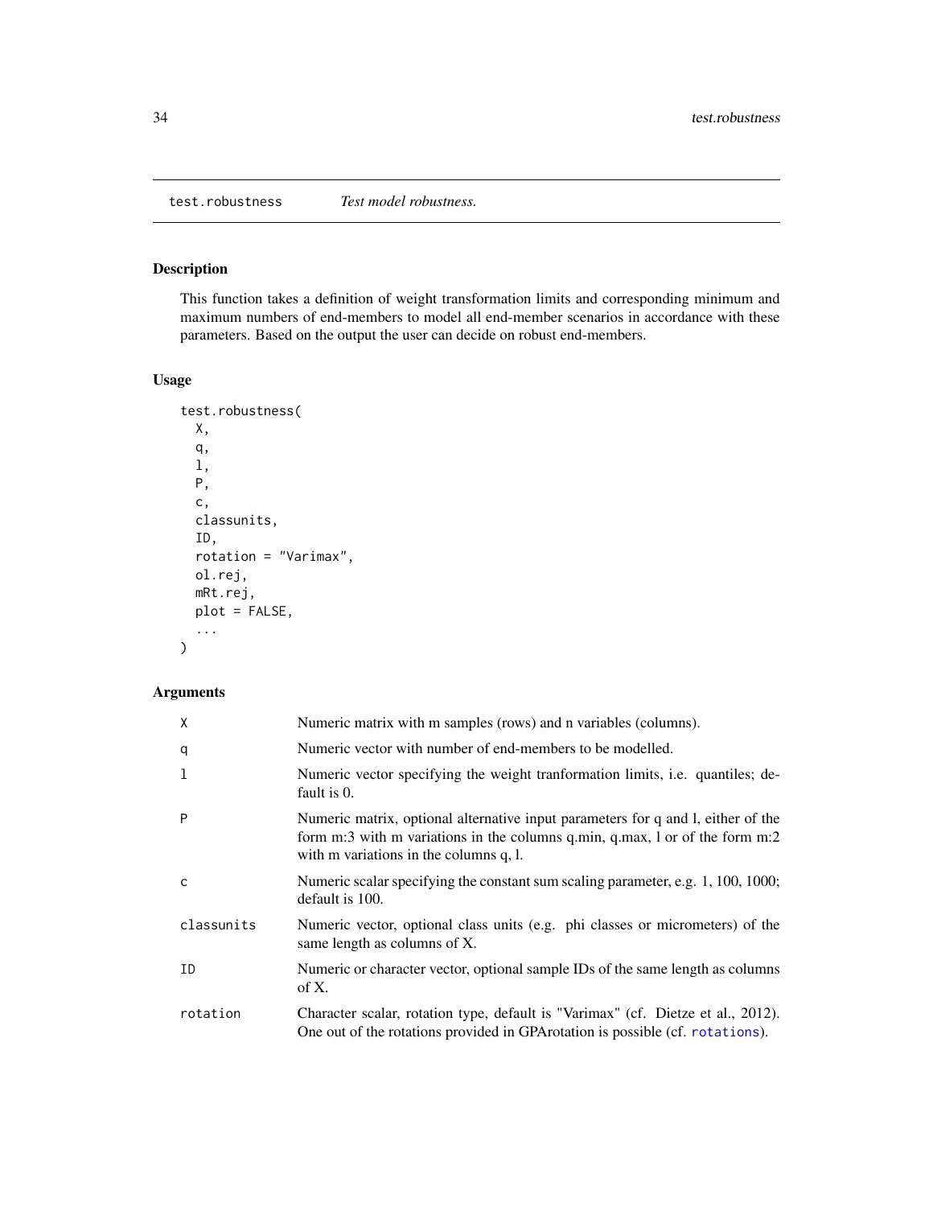## test.robustness — *Test model robustness.*

### Description

This function takes a definition of weight transformation limits and corresponding minimum and maximum numbers of end-members to model all end-member scenarios in accordance with these parameters. Based on the output the user can decide on robust end-members.

### Usage

```
test.robustness(
  X,
  q,
  l,
  P,
  c,
  classunits,
  ID,
  rotation = "Varimax",
  ol.rej,
  mRt.rej,
  plot = FALSE,
  ...
)
```

### Arguments

| | |
|---|---|
| `X` | Numeric matrix with m samples (rows) and n variables (columns). |
| `q` | Numeric vector with number of end-members to be modelled. |
| `l` | Numeric vector specifying the weight tranformation limits, i.e. quantiles; default is 0. |
| `P` | Numeric matrix, optional alternative input parameters for q and l, either of the form m:3 with m variations in the columns q.min, q.max, l or of the form m:2 with m variations in the columns q, l. |
| `c` | Numeric scalar specifying the constant sum scaling parameter, e.g. 1, 100, 1000; default is 100. |
| `classunits` | Numeric vector, optional class units (e.g. phi classes or micrometers) of the same length as columns of X. |
| `ID` | Numeric or character vector, optional sample IDs of the same length as columns of X. |
| `rotation` | Character scalar, rotation type, default is "Varimax" (cf. Dietze et al., 2012). One out of the rotations provided in GPArotation is possible (cf. rotations). |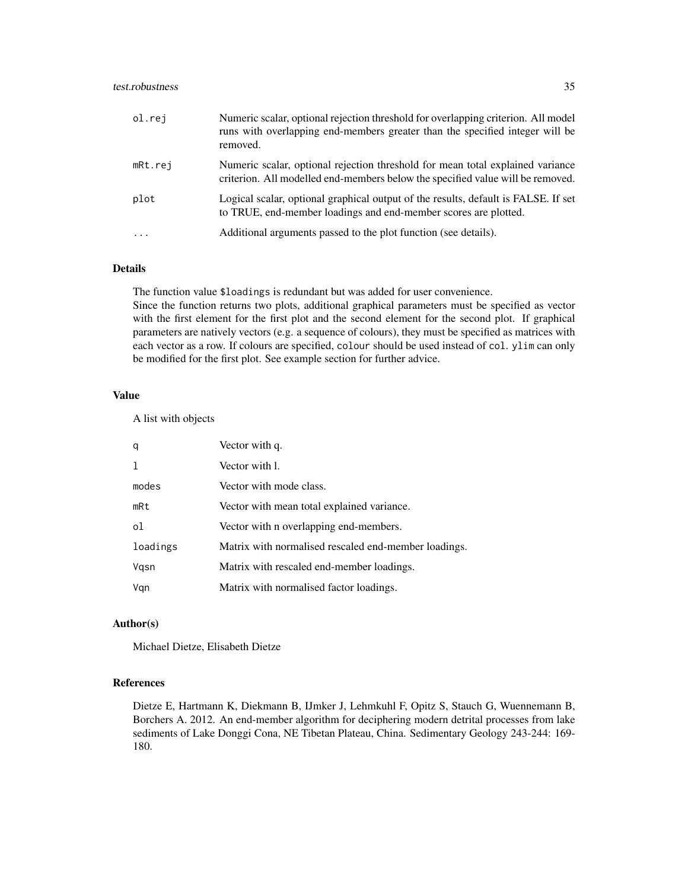| | |
|---|---|
| `ol.rej` | Numeric scalar, optional rejection threshold for overlapping criterion. All model runs with overlapping end-members greater than the specified integer will be removed. |
| `mRt.rej` | Numeric scalar, optional rejection threshold for mean total explained variance criterion. All modelled end-members below the specified value will be removed. |
| `plot` | Logical scalar, optional graphical output of the results, default is FALSE. If set to TRUE, end-member loadings and end-member scores are plotted. |
| `...` | Additional arguments passed to the plot function (see details). |

## Details

The function value `$loadings` is redundant but was added for user convenience.
Since the function returns two plots, additional graphical parameters must be specified as vector with the first element for the first plot and the second element for the second plot. If graphical parameters are natively vectors (e.g. a sequence of colours), they must be specified as matrices with each vector as a row. If colours are specified, `colour` should be used instead of `col`. `ylim` can only be modified for the first plot. See example section for further advice.

## Value

A list with objects

| | |
|---|---|
| `q` | Vector with q. |
| `l` | Vector with l. |
| `modes` | Vector with mode class. |
| `mRt` | Vector with mean total explained variance. |
| `ol` | Vector with n overlapping end-members. |
| `loadings` | Matrix with normalised rescaled end-member loadings. |
| `Vqsn` | Matrix with rescaled end-member loadings. |
| `Vqn` | Matrix with normalised factor loadings. |

## Author(s)

Michael Dietze, Elisabeth Dietze

## References

Dietze E, Hartmann K, Diekmann B, IJmker J, Lehmkuhl F, Opitz S, Stauch G, Wuennemann B, Borchers A. 2012. An end-member algorithm for deciphering modern detrital processes from lake sediments of Lake Donggi Cona, NE Tibetan Plateau, China. Sedimentary Geology 243-244: 169-180.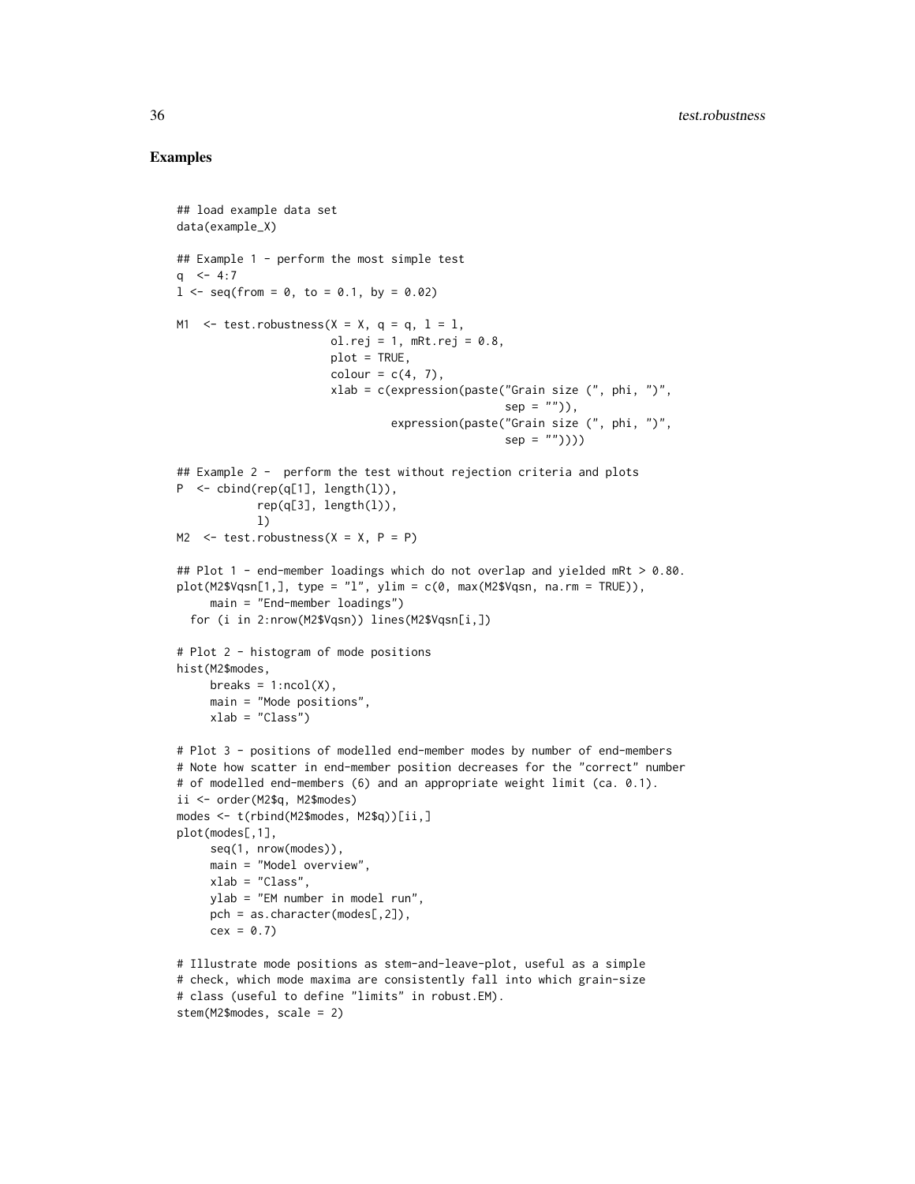### Examples

```
## load example data set
data(example_X)

## Example 1 - perform the most simple test
q  <- 4:7
l <- seq(from = 0, to = 0.1, by = 0.02)

M1  <- test.robustness(X = X, q = q, l = l,
                       ol.rej = 1, mRt.rej = 0.8,
                       plot = TRUE,
                       colour = c(4, 7),
                       xlab = c(expression(paste("Grain size (", phi, ")",
                                                 sep = "")),
                                expression(paste("Grain size (", phi, ")",
                                                 sep = ""))))

## Example 2 -  perform the test without rejection criteria and plots
P  <- cbind(rep(q[1], length(l)),
            rep(q[3], length(l)),
            l)
M2  <- test.robustness(X = X, P = P)

## Plot 1 - end-member loadings which do not overlap and yielded mRt > 0.80.
plot(M2$Vqsn[1,], type = "l", ylim = c(0, max(M2$Vqsn, na.rm = TRUE)),
     main = "End-member loadings")
  for (i in 2:nrow(M2$Vqsn)) lines(M2$Vqsn[i,])

# Plot 2 - histogram of mode positions
hist(M2$modes,
     breaks = 1:ncol(X),
     main = "Mode positions",
     xlab = "Class")

# Plot 3 - positions of modelled end-member modes by number of end-members
# Note how scatter in end-member position decreases for the "correct" number
# of modelled end-members (6) and an appropriate weight limit (ca. 0.1).
ii <- order(M2$q, M2$modes)
modes <- t(rbind(M2$modes, M2$q))[ii,]
plot(modes[,1],
     seq(1, nrow(modes)),
     main = "Model overview",
     xlab = "Class",
     ylab = "EM number in model run",
     pch = as.character(modes[,2]),
     cex = 0.7)

# Illustrate mode positions as stem-and-leave-plot, useful as a simple
# check, which mode maxima are consistently fall into which grain-size
# class (useful to define "limits" in robust.EM).
stem(M2$modes, scale = 2)
```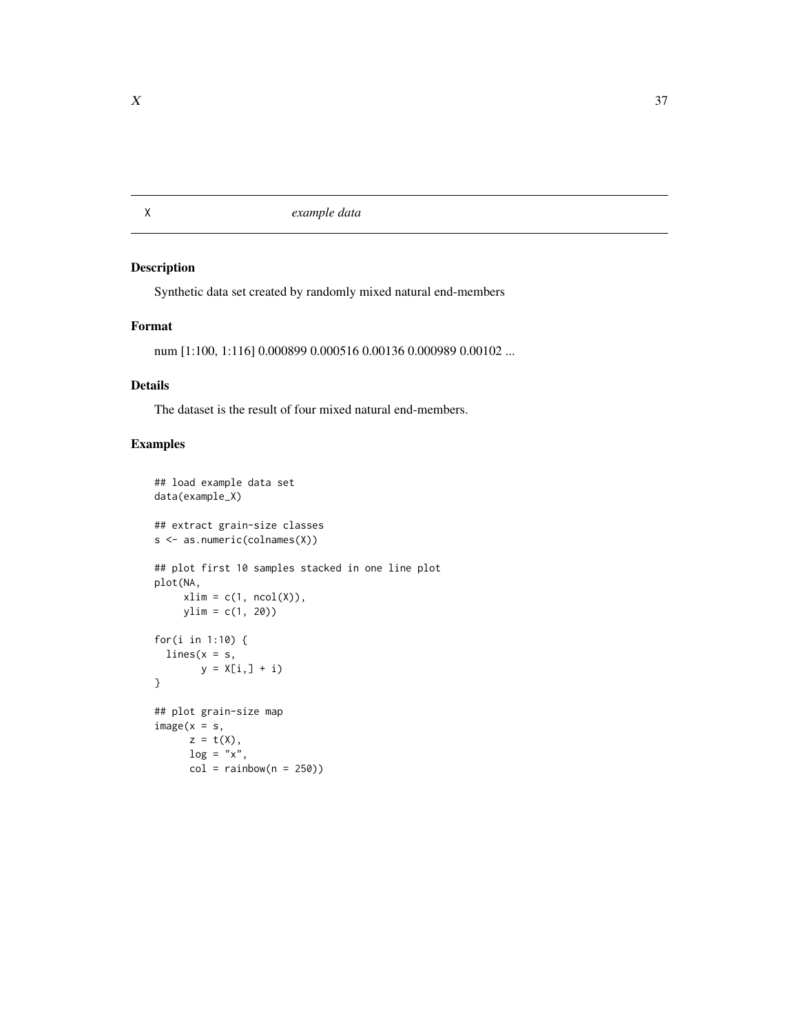## X &nbsp;&nbsp;&nbsp;&nbsp;&nbsp;&nbsp; *example data*

### Description

Synthetic data set created by randomly mixed natural end-members

### Format

num [1:100, 1:116] 0.000899 0.000516 0.00136 0.000989 0.00102 ...

### Details

The dataset is the result of four mixed natural end-members.

### Examples

```
## load example data set
data(example_X)

## extract grain-size classes
s <- as.numeric(colnames(X))

## plot first 10 samples stacked in one line plot
plot(NA,
     xlim = c(1, ncol(X)),
     ylim = c(1, 20))

for(i in 1:10) {
  lines(x = s,
        y = X[i,] + i)
}

## plot grain-size map
image(x = s,
      z = t(X),
      log = "x",
      col = rainbow(n = 250))
```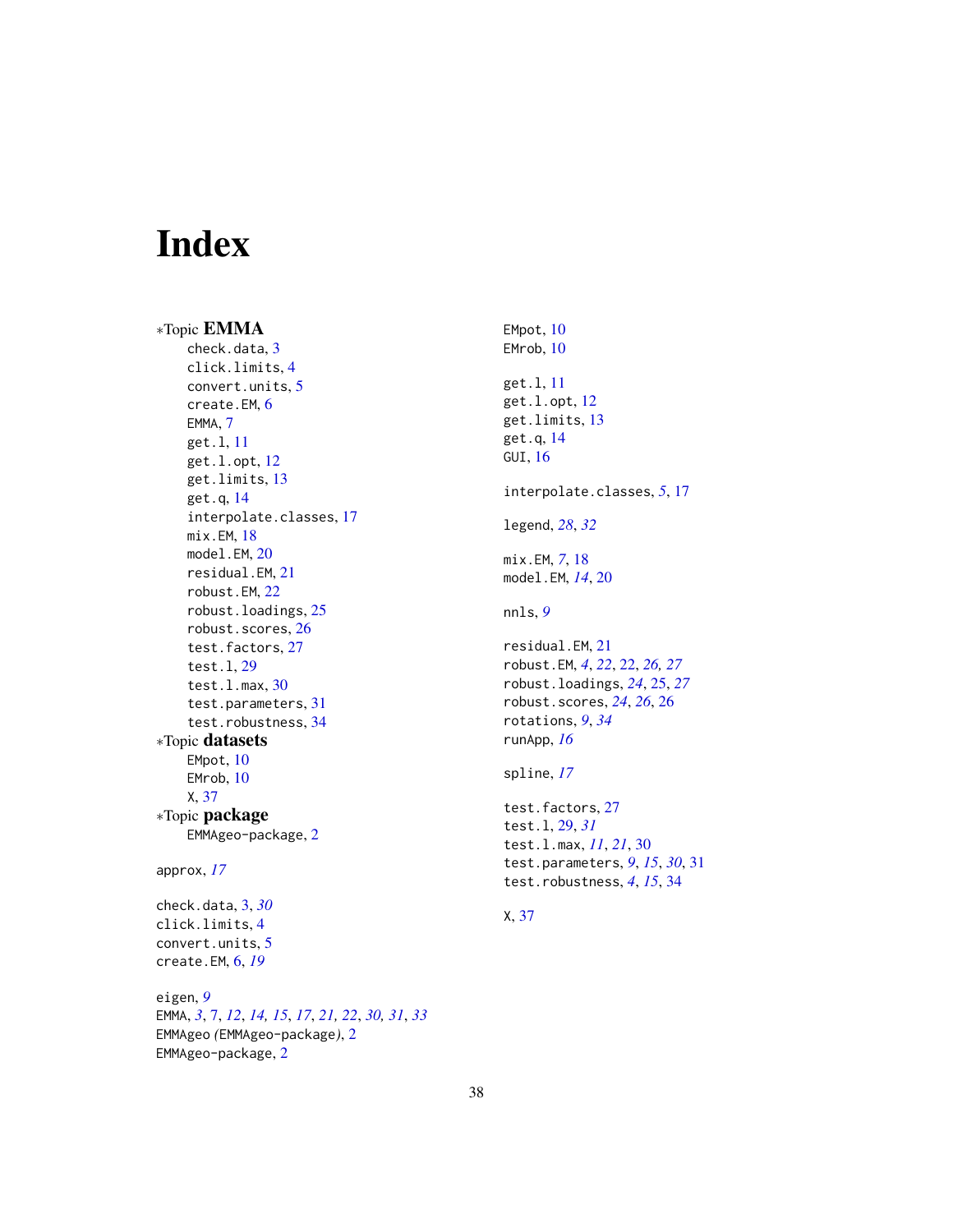# Index

∗Topic **EMMA**
- check.data, 3
- click.limits, 4
- convert.units, 5
- create.EM, 6
- EMMA, 7
- get.l, 11
- get.l.opt, 12
- get.limits, 13
- get.q, 14
- interpolate.classes, 17
- mix.EM, 18
- model.EM, 20
- residual.EM, 21
- robust.EM, 22
- robust.loadings, 25
- robust.scores, 26
- test.factors, 27
- test.l, 29
- test.l.max, 30
- test.parameters, 31
- test.robustness, 34

∗Topic **datasets**
- EMpot, 10
- EMrob, 10
- X, 37

∗Topic **package**
- EMMAgeo-package, 2

approx, *17*

check.data, 3, *30*
click.limits, 4
convert.units, 5
create.EM, 6, *19*

eigen, *9*
EMMA, *3*, 7, *12*, *14, 15*, *17*, *21, 22*, *30, 31*, *33*
EMMAgeo (EMMAgeo-package), 2
EMMAgeo-package, 2
EMpot, 10
EMrob, 10

get.l, 11
get.l.opt, 12
get.limits, 13
get.q, 14
GUI, 16

interpolate.classes, *5*, 17

legend, *28*, *32*

mix.EM, *7*, 18
model.EM, *14*, 20

nnls, *9*

residual.EM, 21
robust.EM, *4*, *22*, 22, *26, 27*
robust.loadings, *24*, 25, *27*
robust.scores, *24*, *26*, 26
rotations, *9*, *34*
runApp, *16*

spline, *17*

test.factors, 27
test.l, 29, *31*
test.l.max, *11*, *21*, 30
test.parameters, *9*, *15*, *30*, 31
test.robustness, *4*, *15*, 34

X, 37